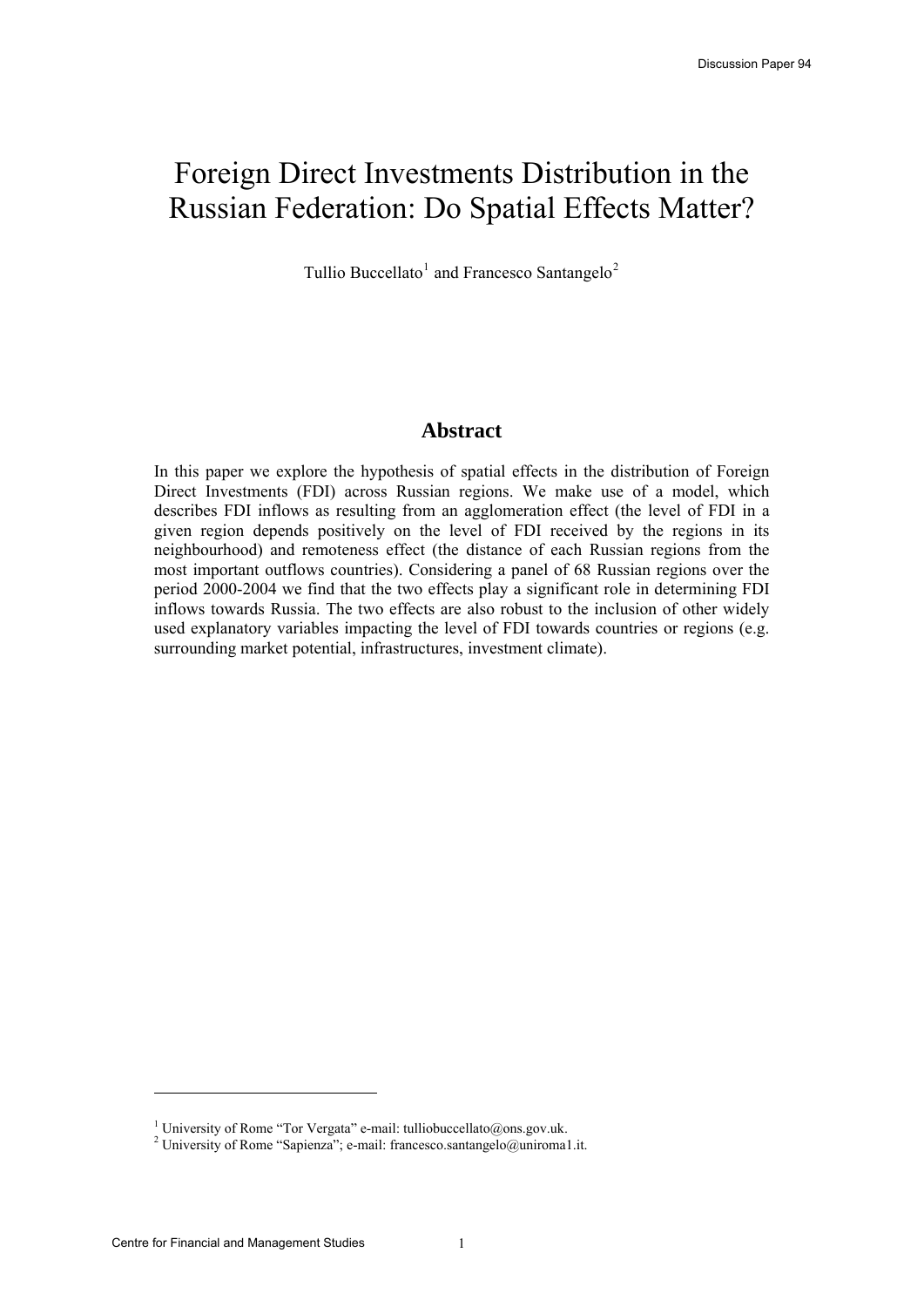# Foreign Direct Investments Distribution in the Russian Federation: Do Spatial Effects Matter?

Tullio Buccellato[1] and Francesco Santangelo[2]

## Abstract

In this paper we explore the hypothesis of spatial effects in the distribution of Foreign Direct Investments (FDI) across Russian regions. We make use of a model, which describes FDI inflows as resulting from an agglomeration effect (the level of FDI in a given region depends positively on the level of FDI received by the regions in its neighbourhood) and remoteness effect (the distance of each Russian regions from the most important outflows countries). Considering a panel of 68 Russian regions over the period 2000-2004 we find that the two effects play a significant role in determining FDI inflows towards Russia. The two effects are also robust to the inclusion of other widely used explanatory variables impacting the level of FDI towards countries or regions (e.g. surrounding market potential, infrastructures, investment climate).

---

[1] University of Rome "Tor Vergata" e-mail: tulliobuccellato@ons.gov.uk.

[2] University of Rome "Sapienza"; e-mail: francesco.santangelo@uniroma1.it.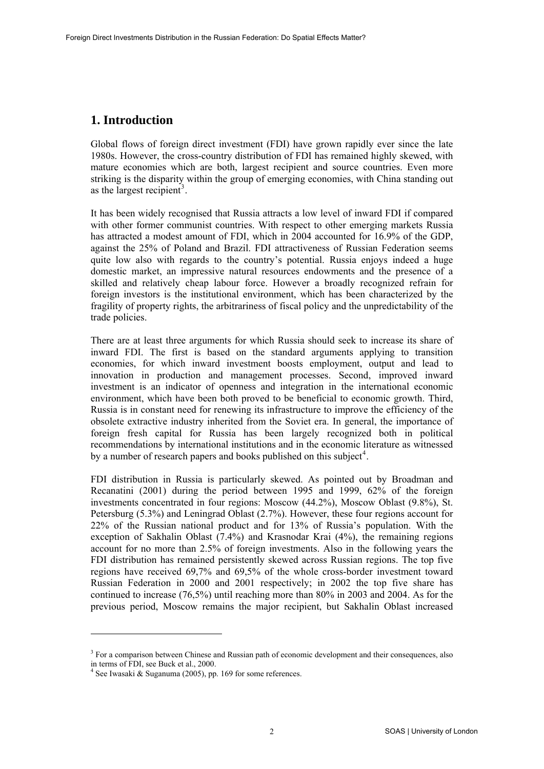# 1. Introduction

Global flows of foreign direct investment (FDI) have grown rapidly ever since the late 1980s. However, the cross-country distribution of FDI has remained highly skewed, with mature economies which are both, largest recipient and source countries. Even more striking is the disparity within the group of emerging economies, with China standing out as the largest recipient[3].

It has been widely recognised that Russia attracts a low level of inward FDI if compared with other former communist countries. With respect to other emerging markets Russia has attracted a modest amount of FDI, which in 2004 accounted for 16.9% of the GDP, against the 25% of Poland and Brazil. FDI attractiveness of Russian Federation seems quite low also with regards to the country's potential. Russia enjoys indeed a huge domestic market, an impressive natural resources endowments and the presence of a skilled and relatively cheap labour force. However a broadly recognized refrain for foreign investors is the institutional environment, which has been characterized by the fragility of property rights, the arbitrariness of fiscal policy and the unpredictability of the trade policies.

There are at least three arguments for which Russia should seek to increase its share of inward FDI. The first is based on the standard arguments applying to transition economies, for which inward investment boosts employment, output and lead to innovation in production and management processes. Second, improved inward investment is an indicator of openness and integration in the international economic environment, which have been both proved to be beneficial to economic growth. Third, Russia is in constant need for renewing its infrastructure to improve the efficiency of the obsolete extractive industry inherited from the Soviet era. In general, the importance of foreign fresh capital for Russia has been largely recognized both in political recommendations by international institutions and in the economic literature as witnessed by a number of research papers and books published on this subject[4].

FDI distribution in Russia is particularly skewed. As pointed out by Broadman and Recanatini (2001) during the period between 1995 and 1999, 62% of the foreign investments concentrated in four regions: Moscow (44.2%), Moscow Oblast (9.8%), St. Petersburg (5.3%) and Leningrad Oblast (2.7%). However, these four regions account for 22% of the Russian national product and for 13% of Russia's population. With the exception of Sakhalin Oblast (7.4%) and Krasnodar Krai (4%), the remaining regions account for no more than 2.5% of foreign investments. Also in the following years the FDI distribution has remained persistently skewed across Russian regions. The top five regions have received 69,7% and 69,5% of the whole cross-border investment toward Russian Federation in 2000 and 2001 respectively; in 2002 the top five share has continued to increase (76,5%) until reaching more than 80% in 2003 and 2004. As for the previous period, Moscow remains the major recipient, but Sakhalin Oblast increased

[3] For a comparison between Chinese and Russian path of economic development and their consequences, also in terms of FDI, see Buck et al., 2000.

[4] See Iwasaki & Suganuma (2005), pp. 169 for some references.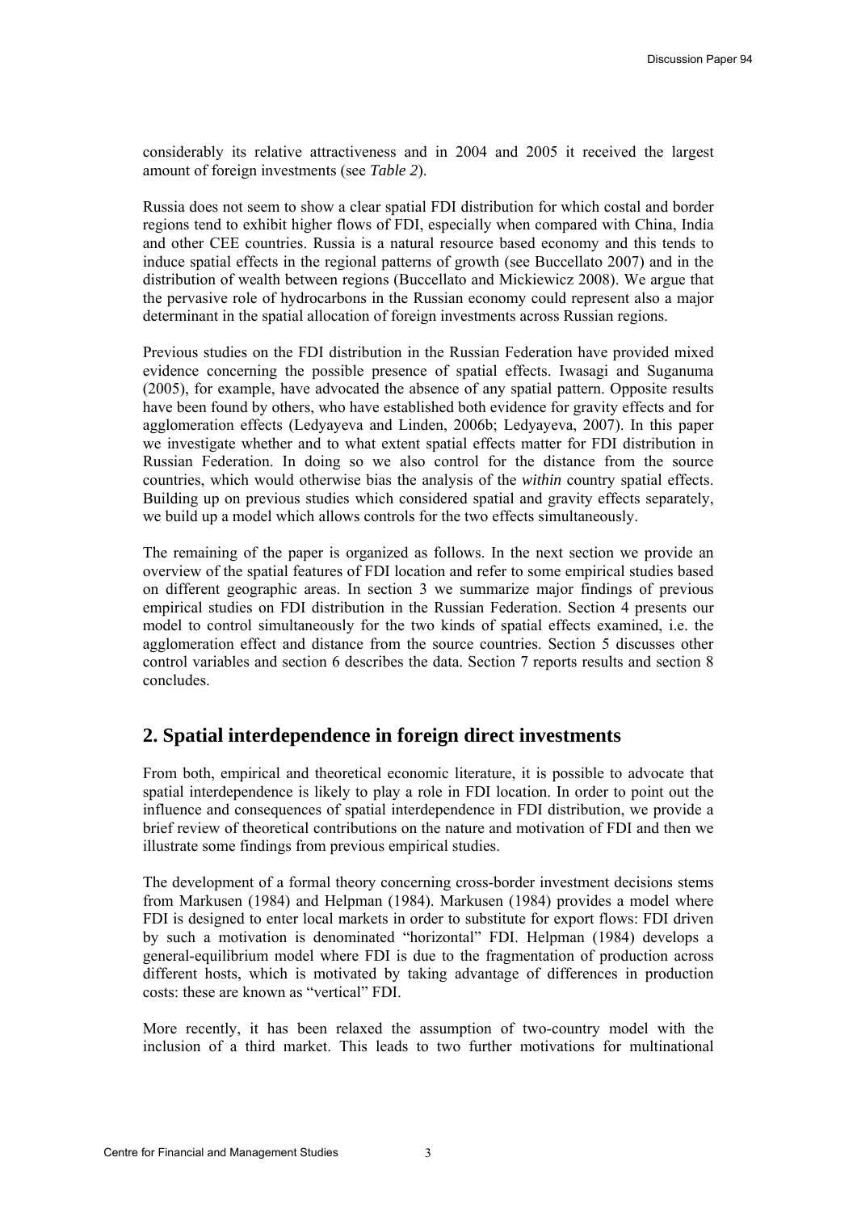considerably its relative attractiveness and in 2004 and 2005 it received the largest amount of foreign investments (see *Table 2*).

Russia does not seem to show a clear spatial FDI distribution for which costal and border regions tend to exhibit higher flows of FDI, especially when compared with China, India and other CEE countries. Russia is a natural resource based economy and this tends to induce spatial effects in the regional patterns of growth (see Buccellato 2007) and in the distribution of wealth between regions (Buccellato and Mickiewicz 2008). We argue that the pervasive role of hydrocarbons in the Russian economy could represent also a major determinant in the spatial allocation of foreign investments across Russian regions.

Previous studies on the FDI distribution in the Russian Federation have provided mixed evidence concerning the possible presence of spatial effects. Iwasagi and Suganuma (2005), for example, have advocated the absence of any spatial pattern. Opposite results have been found by others, who have established both evidence for gravity effects and for agglomeration effects (Ledyayeva and Linden, 2006b; Ledyayeva, 2007). In this paper we investigate whether and to what extent spatial effects matter for FDI distribution in Russian Federation. In doing so we also control for the distance from the source countries, which would otherwise bias the analysis of the *within* country spatial effects. Building up on previous studies which considered spatial and gravity effects separately, we build up a model which allows controls for the two effects simultaneously.

The remaining of the paper is organized as follows. In the next section we provide an overview of the spatial features of FDI location and refer to some empirical studies based on different geographic areas. In section 3 we summarize major findings of previous empirical studies on FDI distribution in the Russian Federation. Section 4 presents our model to control simultaneously for the two kinds of spatial effects examined, i.e. the agglomeration effect and distance from the source countries. Section 5 discusses other control variables and section 6 describes the data. Section 7 reports results and section 8 concludes.

## 2. Spatial interdependence in foreign direct investments

From both, empirical and theoretical economic literature, it is possible to advocate that spatial interdependence is likely to play a role in FDI location. In order to point out the influence and consequences of spatial interdependence in FDI distribution, we provide a brief review of theoretical contributions on the nature and motivation of FDI and then we illustrate some findings from previous empirical studies.

The development of a formal theory concerning cross-border investment decisions stems from Markusen (1984) and Helpman (1984). Markusen (1984) provides a model where FDI is designed to enter local markets in order to substitute for export flows: FDI driven by such a motivation is denominated "horizontal" FDI. Helpman (1984) develops a general-equilibrium model where FDI is due to the fragmentation of production across different hosts, which is motivated by taking advantage of differences in production costs: these are known as "vertical" FDI.

More recently, it has been relaxed the assumption of two-country model with the inclusion of a third market. This leads to two further motivations for multinational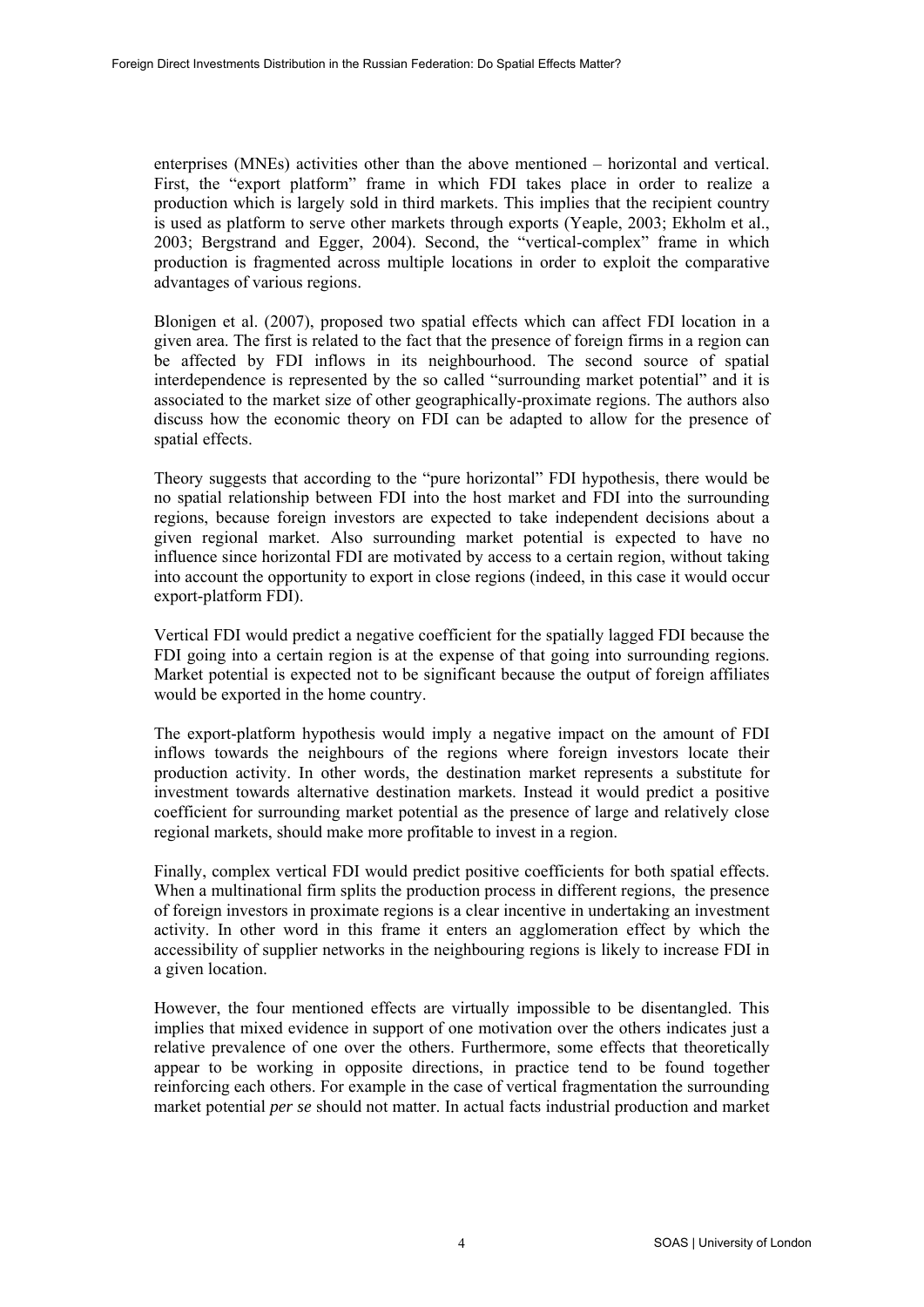enterprises (MNEs) activities other than the above mentioned – horizontal and vertical. First, the "export platform" frame in which FDI takes place in order to realize a production which is largely sold in third markets. This implies that the recipient country is used as platform to serve other markets through exports (Yeaple, 2003; Ekholm et al., 2003; Bergstrand and Egger, 2004). Second, the "vertical-complex" frame in which production is fragmented across multiple locations in order to exploit the comparative advantages of various regions.

Blonigen et al. (2007), proposed two spatial effects which can affect FDI location in a given area. The first is related to the fact that the presence of foreign firms in a region can be affected by FDI inflows in its neighbourhood. The second source of spatial interdependence is represented by the so called "surrounding market potential" and it is associated to the market size of other geographically-proximate regions. The authors also discuss how the economic theory on FDI can be adapted to allow for the presence of spatial effects.

Theory suggests that according to the "pure horizontal" FDI hypothesis, there would be no spatial relationship between FDI into the host market and FDI into the surrounding regions, because foreign investors are expected to take independent decisions about a given regional market. Also surrounding market potential is expected to have no influence since horizontal FDI are motivated by access to a certain region, without taking into account the opportunity to export in close regions (indeed, in this case it would occur export-platform FDI).

Vertical FDI would predict a negative coefficient for the spatially lagged FDI because the FDI going into a certain region is at the expense of that going into surrounding regions. Market potential is expected not to be significant because the output of foreign affiliates would be exported in the home country.

The export-platform hypothesis would imply a negative impact on the amount of FDI inflows towards the neighbours of the regions where foreign investors locate their production activity. In other words, the destination market represents a substitute for investment towards alternative destination markets. Instead it would predict a positive coefficient for surrounding market potential as the presence of large and relatively close regional markets, should make more profitable to invest in a region.

Finally, complex vertical FDI would predict positive coefficients for both spatial effects. When a multinational firm splits the production process in different regions, the presence of foreign investors in proximate regions is a clear incentive in undertaking an investment activity. In other word in this frame it enters an agglomeration effect by which the accessibility of supplier networks in the neighbouring regions is likely to increase FDI in a given location.

However, the four mentioned effects are virtually impossible to be disentangled. This implies that mixed evidence in support of one motivation over the others indicates just a relative prevalence of one over the others. Furthermore, some effects that theoretically appear to be working in opposite directions, in practice tend to be found together reinforcing each others. For example in the case of vertical fragmentation the surrounding market potential *per se* should not matter. In actual facts industrial production and market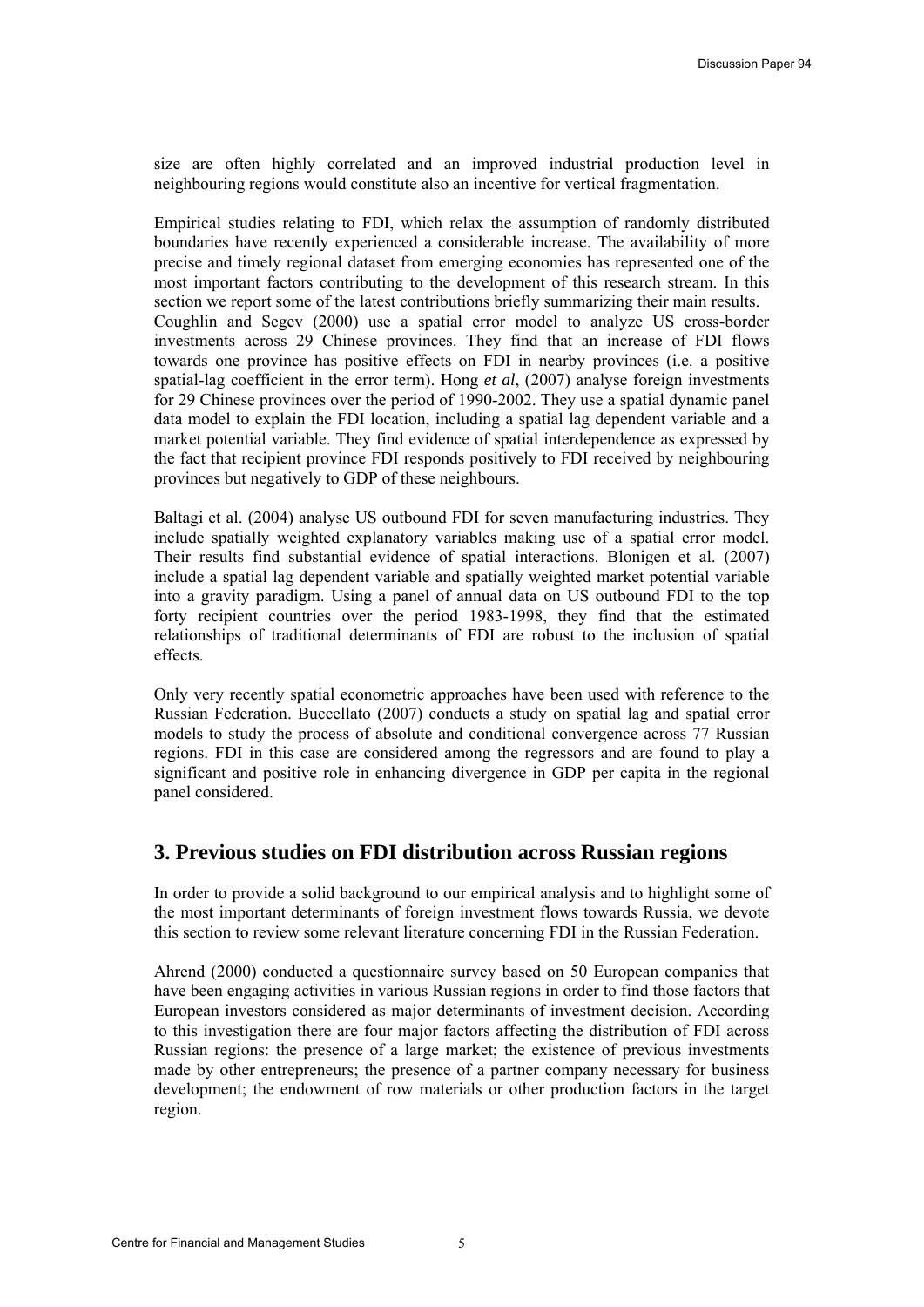size are often highly correlated and an improved industrial production level in neighbouring regions would constitute also an incentive for vertical fragmentation.

Empirical studies relating to FDI, which relax the assumption of randomly distributed boundaries have recently experienced a considerable increase. The availability of more precise and timely regional dataset from emerging economies has represented one of the most important factors contributing to the development of this research stream. In this section we report some of the latest contributions briefly summarizing their main results. Coughlin and Segev (2000) use a spatial error model to analyze US cross-border investments across 29 Chinese provinces. They find that an increase of FDI flows towards one province has positive effects on FDI in nearby provinces (i.e. a positive spatial-lag coefficient in the error term). Hong *et al*, (2007) analyse foreign investments for 29 Chinese provinces over the period of 1990-2002. They use a spatial dynamic panel data model to explain the FDI location, including a spatial lag dependent variable and a market potential variable. They find evidence of spatial interdependence as expressed by the fact that recipient province FDI responds positively to FDI received by neighbouring provinces but negatively to GDP of these neighbours.

Baltagi et al. (2004) analyse US outbound FDI for seven manufacturing industries. They include spatially weighted explanatory variables making use of a spatial error model. Their results find substantial evidence of spatial interactions. Blonigen et al. (2007) include a spatial lag dependent variable and spatially weighted market potential variable into a gravity paradigm. Using a panel of annual data on US outbound FDI to the top forty recipient countries over the period 1983-1998, they find that the estimated relationships of traditional determinants of FDI are robust to the inclusion of spatial effects.

Only very recently spatial econometric approaches have been used with reference to the Russian Federation. Buccellato (2007) conducts a study on spatial lag and spatial error models to study the process of absolute and conditional convergence across 77 Russian regions. FDI in this case are considered among the regressors and are found to play a significant and positive role in enhancing divergence in GDP per capita in the regional panel considered.

## 3. Previous studies on FDI distribution across Russian regions

In order to provide a solid background to our empirical analysis and to highlight some of the most important determinants of foreign investment flows towards Russia, we devote this section to review some relevant literature concerning FDI in the Russian Federation.

Ahrend (2000) conducted a questionnaire survey based on 50 European companies that have been engaging activities in various Russian regions in order to find those factors that European investors considered as major determinants of investment decision. According to this investigation there are four major factors affecting the distribution of FDI across Russian regions: the presence of a large market; the existence of previous investments made by other entrepreneurs; the presence of a partner company necessary for business development; the endowment of row materials or other production factors in the target region.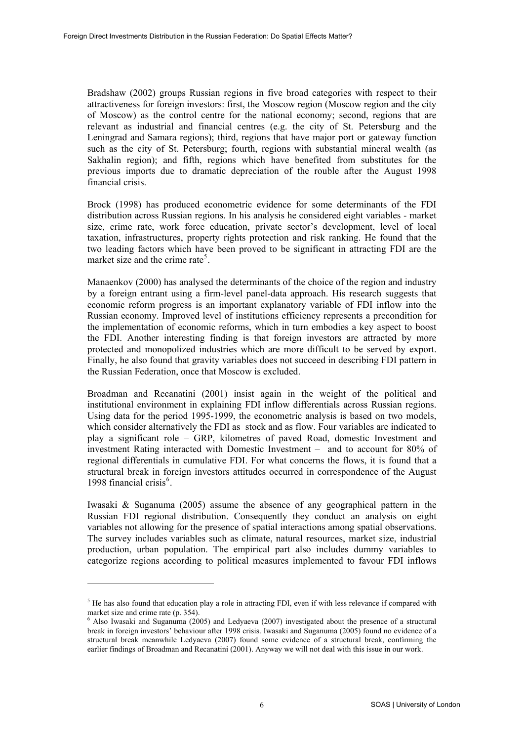Bradshaw (2002) groups Russian regions in five broad categories with respect to their attractiveness for foreign investors: first, the Moscow region (Moscow region and the city of Moscow) as the control centre for the national economy; second, regions that are relevant as industrial and financial centres (e.g. the city of St. Petersburg and the Leningrad and Samara regions); third, regions that have major port or gateway function such as the city of St. Petersburg; fourth, regions with substantial mineral wealth (as Sakhalin region); and fifth, regions which have benefited from substitutes for the previous imports due to dramatic depreciation of the rouble after the August 1998 financial crisis.

Brock (1998) has produced econometric evidence for some determinants of the FDI distribution across Russian regions. In his analysis he considered eight variables - market size, crime rate, work force education, private sector's development, level of local taxation, infrastructures, property rights protection and risk ranking. He found that the two leading factors which have been proved to be significant in attracting FDI are the market size and the crime rate[5].

Manaenkov (2000) has analysed the determinants of the choice of the region and industry by a foreign entrant using a firm-level panel-data approach. His research suggests that economic reform progress is an important explanatory variable of FDI inflow into the Russian economy. Improved level of institutions efficiency represents a precondition for the implementation of economic reforms, which in turn embodies a key aspect to boost the FDI. Another interesting finding is that foreign investors are attracted by more protected and monopolized industries which are more difficult to be served by export. Finally, he also found that gravity variables does not succeed in describing FDI pattern in the Russian Federation, once that Moscow is excluded.

Broadman and Recanatini (2001) insist again in the weight of the political and institutional environment in explaining FDI inflow differentials across Russian regions. Using data for the period 1995-1999, the econometric analysis is based on two models, which consider alternatively the FDI as stock and as flow. Four variables are indicated to play a significant role – GRP, kilometres of paved Road, domestic Investment and investment Rating interacted with Domestic Investment – and to account for 80% of regional differentials in cumulative FDI. For what concerns the flows, it is found that a structural break in foreign investors attitudes occurred in correspondence of the August 1998 financial crisis[6].

Iwasaki & Suganuma (2005) assume the absence of any geographical pattern in the Russian FDI regional distribution. Consequently they conduct an analysis on eight variables not allowing for the presence of spatial interactions among spatial observations. The survey includes variables such as climate, natural resources, market size, industrial production, urban population. The empirical part also includes dummy variables to categorize regions according to political measures implemented to favour FDI inflows

---

[5] He has also found that education play a role in attracting FDI, even if with less relevance if compared with market size and crime rate (p. 354).

[6] Also Iwasaki and Suganuma (2005) and Ledyaeva (2007) investigated about the presence of a structural break in foreign investors' behaviour after 1998 crisis. Iwasaki and Suganuma (2005) found no evidence of a structural break meanwhile Ledyaeva (2007) found some evidence of a structural break, confirming the earlier findings of Broadman and Recanatini (2001). Anyway we will not deal with this issue in our work.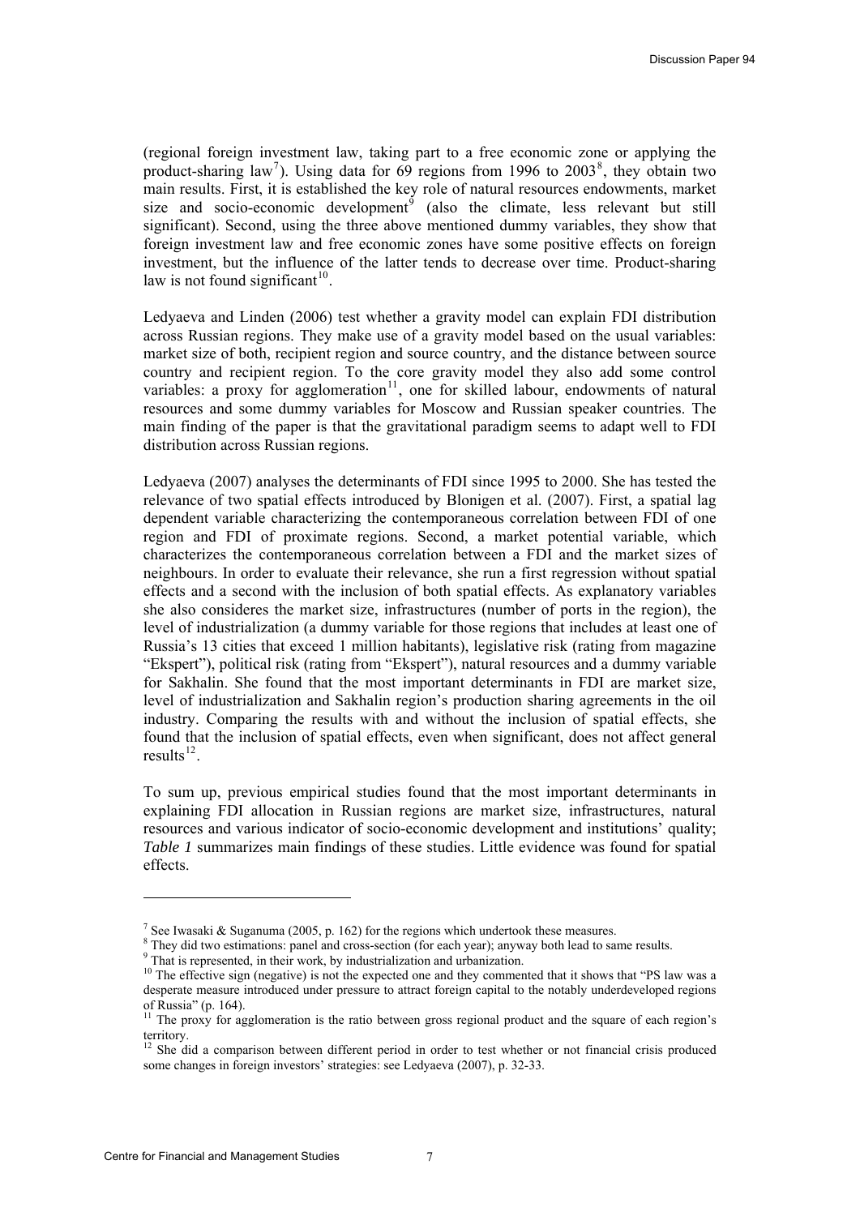(regional foreign investment law, taking part to a free economic zone or applying the product-sharing law[7]). Using data for 69 regions from 1996 to 2003[8], they obtain two main results. First, it is established the key role of natural resources endowments, market size and socio-economic development[9] (also the climate, less relevant but still significant). Second, using the three above mentioned dummy variables, they show that foreign investment law and free economic zones have some positive effects on foreign investment, but the influence of the latter tends to decrease over time. Product-sharing law is not found significant[10].

Ledyaeva and Linden (2006) test whether a gravity model can explain FDI distribution across Russian regions. They make use of a gravity model based on the usual variables: market size of both, recipient region and source country, and the distance between source country and recipient region. To the core gravity model they also add some control variables: a proxy for agglomeration[11], one for skilled labour, endowments of natural resources and some dummy variables for Moscow and Russian speaker countries. The main finding of the paper is that the gravitational paradigm seems to adapt well to FDI distribution across Russian regions.

Ledyaeva (2007) analyses the determinants of FDI since 1995 to 2000. She has tested the relevance of two spatial effects introduced by Blonigen et al. (2007). First, a spatial lag dependent variable characterizing the contemporaneous correlation between FDI of one region and FDI of proximate regions. Second, a market potential variable, which characterizes the contemporaneous correlation between a FDI and the market sizes of neighbours. In order to evaluate their relevance, she run a first regression without spatial effects and a second with the inclusion of both spatial effects. As explanatory variables she also consideres the market size, infrastructures (number of ports in the region), the level of industrialization (a dummy variable for those regions that includes at least one of Russia's 13 cities that exceed 1 million habitants), legislative risk (rating from magazine "Ekspert"), political risk (rating from "Ekspert"), natural resources and a dummy variable for Sakhalin. She found that the most important determinants in FDI are market size, level of industrialization and Sakhalin region's production sharing agreements in the oil industry. Comparing the results with and without the inclusion of spatial effects, she found that the inclusion of spatial effects, even when significant, does not affect general results[12].

To sum up, previous empirical studies found that the most important determinants in explaining FDI allocation in Russian regions are market size, infrastructures, natural resources and various indicator of socio-economic development and institutions' quality; *Table 1* summarizes main findings of these studies. Little evidence was found for spatial effects.

---

[7] See Iwasaki & Suganuma (2005, p. 162) for the regions which undertook these measures.

[8] They did two estimations: panel and cross-section (for each year); anyway both lead to same results.

[9] That is represented, in their work, by industrialization and urbanization.

[10] The effective sign (negative) is not the expected one and they commented that it shows that "PS law was a desperate measure introduced under pressure to attract foreign capital to the notably underdeveloped regions of Russia" (p. 164).

[11] The proxy for agglomeration is the ratio between gross regional product and the square of each region's territory.

[12] She did a comparison between different period in order to test whether or not financial crisis produced some changes in foreign investors' strategies: see Ledyaeva (2007), p. 32-33.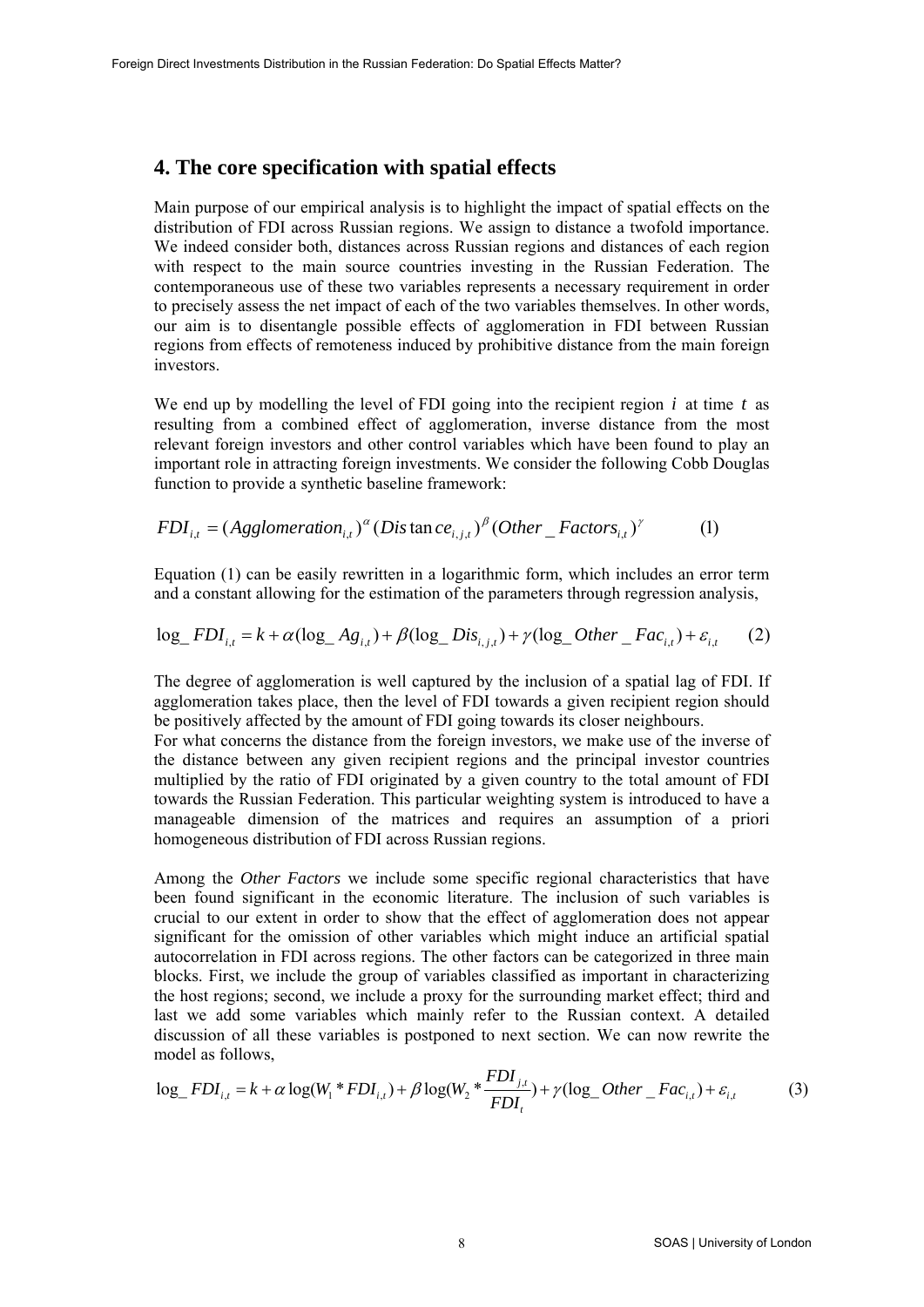## 4. The core specification with spatial effects

Main purpose of our empirical analysis is to highlight the impact of spatial effects on the distribution of FDI across Russian regions. We assign to distance a twofold importance. We indeed consider both, distances across Russian regions and distances of each region with respect to the main source countries investing in the Russian Federation. The contemporaneous use of these two variables represents a necessary requirement in order to precisely assess the net impact of each of the two variables themselves. In other words, our aim is to disentangle possible effects of agglomeration in FDI between Russian regions from effects of remoteness induced by prohibitive distance from the main foreign investors.

We end up by modelling the level of FDI going into the recipient region $i$ at time $t$ as resulting from a combined effect of agglomeration, inverse distance from the most relevant foreign investors and other control variables which have been found to play an important role in attracting foreign investments. We consider the following Cobb Douglas function to provide a synthetic baseline framework:

$$FDI_{i,t} = (Agglomeration_{i,t})^{\alpha}(Distance_{i,j,t})^{\beta}(Other\_Factors_{i,t})^{\gamma} \qquad (1)$$

Equation (1) can be easily rewritten in a logarithmic form, which includes an error term and a constant allowing for the estimation of the parameters through regression analysis,

$$\log\_FDI_{i,t} = k + \alpha(\log\_Ag_{i,t}) + \beta(\log\_Dis_{i,j,t}) + \gamma(\log\_Other\_Fac_{i,t}) + \varepsilon_{i,t} \qquad (2)$$

The degree of agglomeration is well captured by the inclusion of a spatial lag of FDI. If agglomeration takes place, then the level of FDI towards a given recipient region should be positively affected by the amount of FDI going towards its closer neighbours.

For what concerns the distance from the foreign investors, we make use of the inverse of the distance between any given recipient regions and the principal investor countries multiplied by the ratio of FDI originated by a given country to the total amount of FDI towards the Russian Federation. This particular weighting system is introduced to have a manageable dimension of the matrices and requires an assumption of a priori homogeneous distribution of FDI across Russian regions.

Among the *Other Factors* we include some specific regional characteristics that have been found significant in the economic literature. The inclusion of such variables is crucial to our extent in order to show that the effect of agglomeration does not appear significant for the omission of other variables which might induce an artificial spatial autocorrelation in FDI across regions. The other factors can be categorized in three main blocks. First, we include the group of variables classified as important in characterizing the host regions; second, we include a proxy for the surrounding market effect; third and last we add some variables which mainly refer to the Russian context. A detailed discussion of all these variables is postponed to next section. We can now rewrite the model as follows,

$$\log\_FDI_{i,t} = k + \alpha\log(W_1 * FDI_{i,t}) + \beta\log(W_2 * \frac{FDI_{j,t}}{FDI_t}) + \gamma(\log\_Other\_Fac_{i,t}) + \varepsilon_{i,t} \qquad (3)$$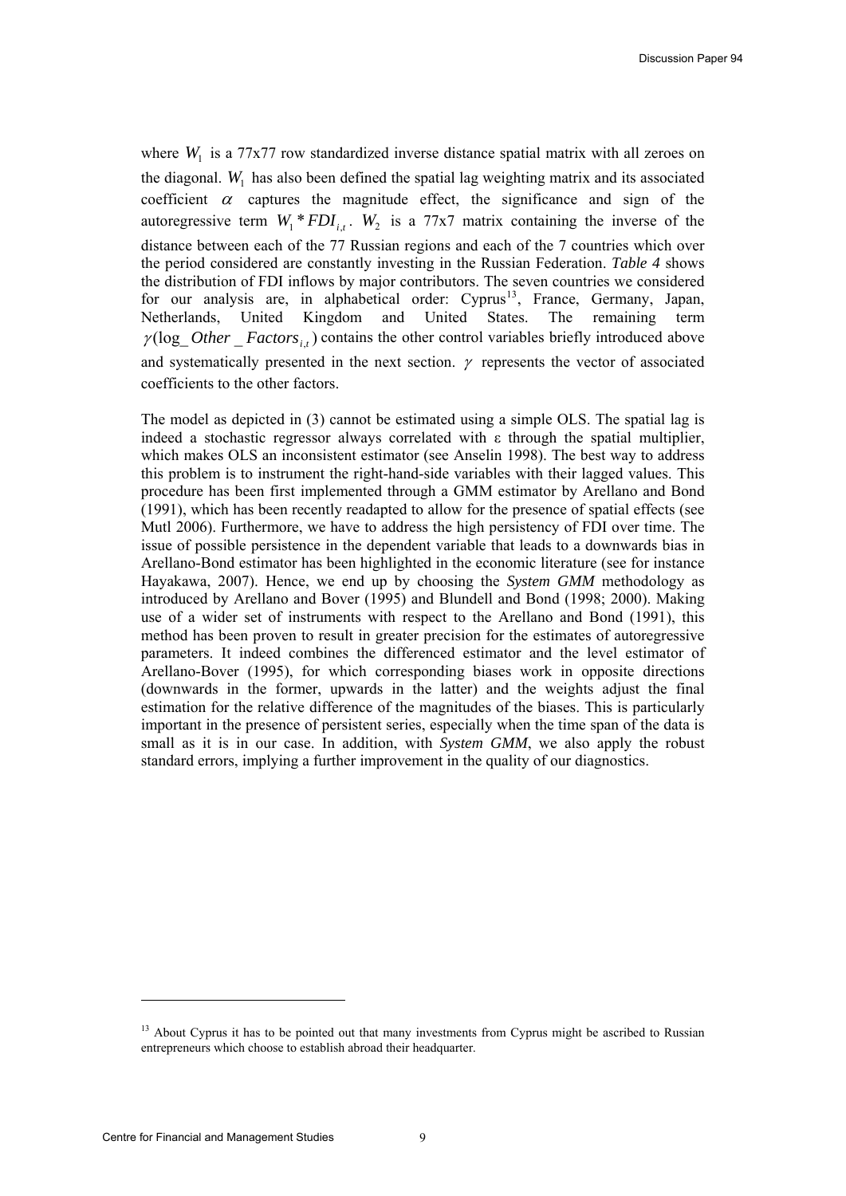where $W_1$ is a 77x77 row standardized inverse distance spatial matrix with all zeroes on the diagonal. $W_1$ has also been defined the spatial lag weighting matrix and its associated coefficient $\alpha$ captures the magnitude effect, the significance and sign of the autoregressive term $W_1 * FDI_{i,t}$. $W_2$ is a 77x7 matrix containing the inverse of the distance between each of the 77 Russian regions and each of the 7 countries which over the period considered are constantly investing in the Russian Federation. *Table 4* shows the distribution of FDI inflows by major contributors. The seven countries we considered for our analysis are, in alphabetical order: Cyprus[13], France, Germany, Japan, Netherlands, United Kingdom and United States. The remaining term $\gamma(\log\_Other\_Factors_{i,t})$ contains the other control variables briefly introduced above and systematically presented in the next section. $\gamma$ represents the vector of associated coefficients to the other factors.

The model as depicted in (3) cannot be estimated using a simple OLS. The spatial lag is indeed a stochastic regressor always correlated with ε through the spatial multiplier, which makes OLS an inconsistent estimator (see Anselin 1998). The best way to address this problem is to instrument the right-hand-side variables with their lagged values. This procedure has been first implemented through a GMM estimator by Arellano and Bond (1991), which has been recently readapted to allow for the presence of spatial effects (see Mutl 2006). Furthermore, we have to address the high persistency of FDI over time. The issue of possible persistence in the dependent variable that leads to a downwards bias in Arellano-Bond estimator has been highlighted in the economic literature (see for instance Hayakawa, 2007). Hence, we end up by choosing the *System GMM* methodology as introduced by Arellano and Bover (1995) and Blundell and Bond (1998; 2000). Making use of a wider set of instruments with respect to the Arellano and Bond (1991), this method has been proven to result in greater precision for the estimates of autoregressive parameters. It indeed combines the differenced estimator and the level estimator of Arellano-Bover (1995), for which corresponding biases work in opposite directions (downwards in the former, upwards in the latter) and the weights adjust the final estimation for the relative difference of the magnitudes of the biases. This is particularly important in the presence of persistent series, especially when the time span of the data is small as it is in our case. In addition, with *System GMM*, we also apply the robust standard errors, implying a further improvement in the quality of our diagnostics.

[13] About Cyprus it has to be pointed out that many investments from Cyprus might be ascribed to Russian entrepreneurs which choose to establish abroad their headquarter.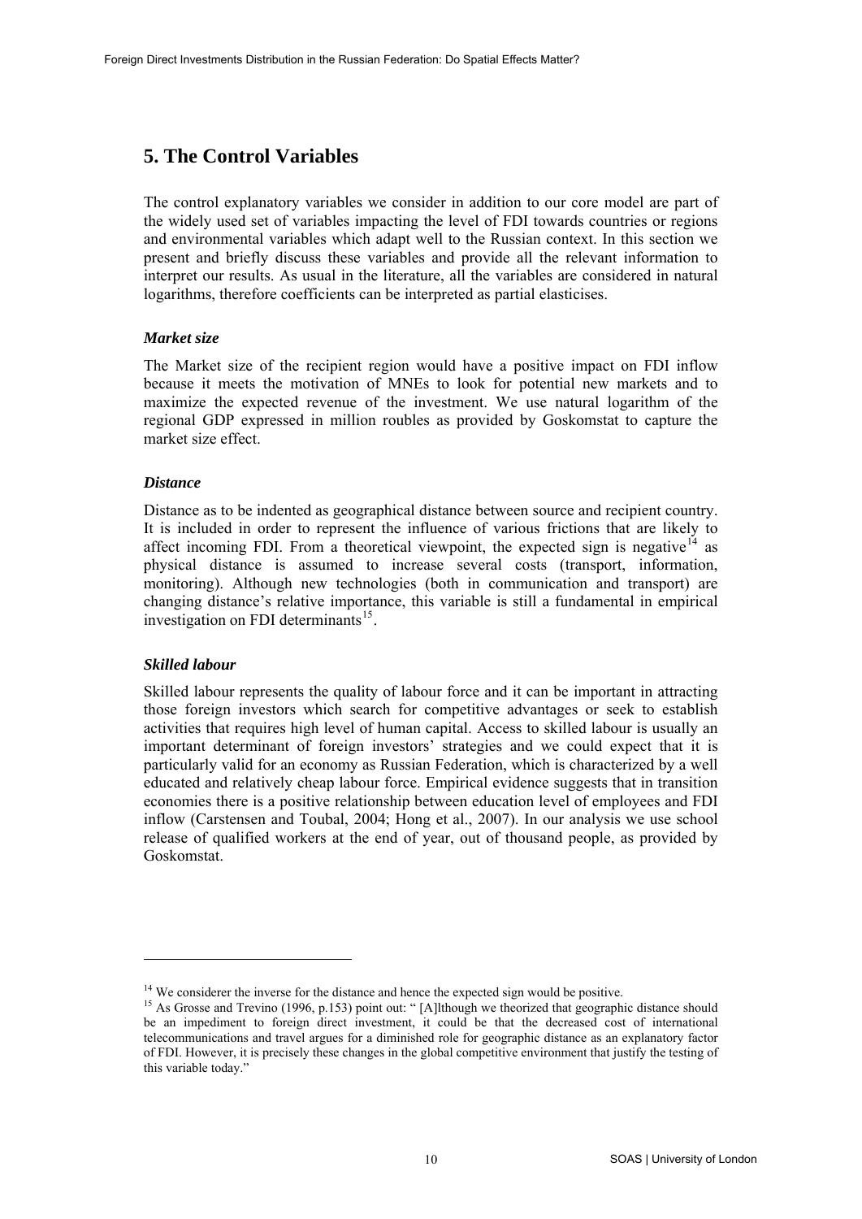## 5. The Control Variables

The control explanatory variables we consider in addition to our core model are part of the widely used set of variables impacting the level of FDI towards countries or regions and environmental variables which adapt well to the Russian context. In this section we present and briefly discuss these variables and provide all the relevant information to interpret our results. As usual in the literature, all the variables are considered in natural logarithms, therefore coefficients can be interpreted as partial elasticises.

### *Market size*

The Market size of the recipient region would have a positive impact on FDI inflow because it meets the motivation of MNEs to look for potential new markets and to maximize the expected revenue of the investment. We use natural logarithm of the regional GDP expressed in million roubles as provided by Goskomstat to capture the market size effect.

### *Distance*

Distance as to be indented as geographical distance between source and recipient country. It is included in order to represent the influence of various frictions that are likely to affect incoming FDI. From a theoretical viewpoint, the expected sign is negative[14] as physical distance is assumed to increase several costs (transport, information, monitoring). Although new technologies (both in communication and transport) are changing distance's relative importance, this variable is still a fundamental in empirical investigation on FDI determinants[15].

### *Skilled labour*

Skilled labour represents the quality of labour force and it can be important in attracting those foreign investors which search for competitive advantages or seek to establish activities that requires high level of human capital. Access to skilled labour is usually an important determinant of foreign investors' strategies and we could expect that it is particularly valid for an economy as Russian Federation, which is characterized by a well educated and relatively cheap labour force. Empirical evidence suggests that in transition economies there is a positive relationship between education level of employees and FDI inflow (Carstensen and Toubal, 2004; Hong et al., 2007). In our analysis we use school release of qualified workers at the end of year, out of thousand people, as provided by Goskomstat.

---

[14] We considerer the inverse for the distance and hence the expected sign would be positive.

[15] As Grosse and Trevino (1996, p.153) point out: " [A]lthough we theorized that geographic distance should be an impediment to foreign direct investment, it could be that the decreased cost of international telecommunications and travel argues for a diminished role for geographic distance as an explanatory factor of FDI. However, it is precisely these changes in the global competitive environment that justify the testing of this variable today."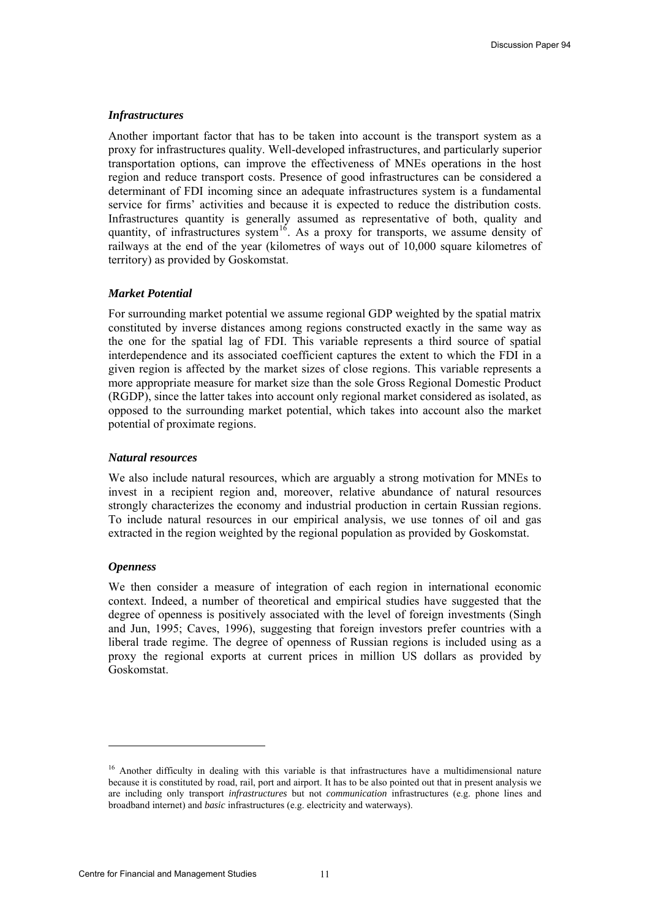### *Infrastructures*

Another important factor that has to be taken into account is the transport system as a proxy for infrastructures quality. Well-developed infrastructures, and particularly superior transportation options, can improve the effectiveness of MNEs operations in the host region and reduce transport costs. Presence of good infrastructures can be considered a determinant of FDI incoming since an adequate infrastructures system is a fundamental service for firms' activities and because it is expected to reduce the distribution costs. Infrastructures quantity is generally assumed as representative of both, quality and quantity, of infrastructures system[16]. As a proxy for transports, we assume density of railways at the end of the year (kilometres of ways out of 10,000 square kilometres of territory) as provided by Goskomstat.

### *Market Potential*

For surrounding market potential we assume regional GDP weighted by the spatial matrix constituted by inverse distances among regions constructed exactly in the same way as the one for the spatial lag of FDI. This variable represents a third source of spatial interdependence and its associated coefficient captures the extent to which the FDI in a given region is affected by the market sizes of close regions. This variable represents a more appropriate measure for market size than the sole Gross Regional Domestic Product (RGDP), since the latter takes into account only regional market considered as isolated, as opposed to the surrounding market potential, which takes into account also the market potential of proximate regions.

### *Natural resources*

We also include natural resources, which are arguably a strong motivation for MNEs to invest in a recipient region and, moreover, relative abundance of natural resources strongly characterizes the economy and industrial production in certain Russian regions. To include natural resources in our empirical analysis, we use tonnes of oil and gas extracted in the region weighted by the regional population as provided by Goskomstat.

### *Openness*

We then consider a measure of integration of each region in international economic context. Indeed, a number of theoretical and empirical studies have suggested that the degree of openness is positively associated with the level of foreign investments (Singh and Jun, 1995; Caves, 1996), suggesting that foreign investors prefer countries with a liberal trade regime. The degree of openness of Russian regions is included using as a proxy the regional exports at current prices in million US dollars as provided by Goskomstat.

---

[16] Another difficulty in dealing with this variable is that infrastructures have a multidimensional nature because it is constituted by road, rail, port and airport. It has to be also pointed out that in present analysis we are including only transport *infrastructures* but not *communication* infrastructures (e.g. phone lines and broadband internet) and *basic* infrastructures (e.g. electricity and waterways).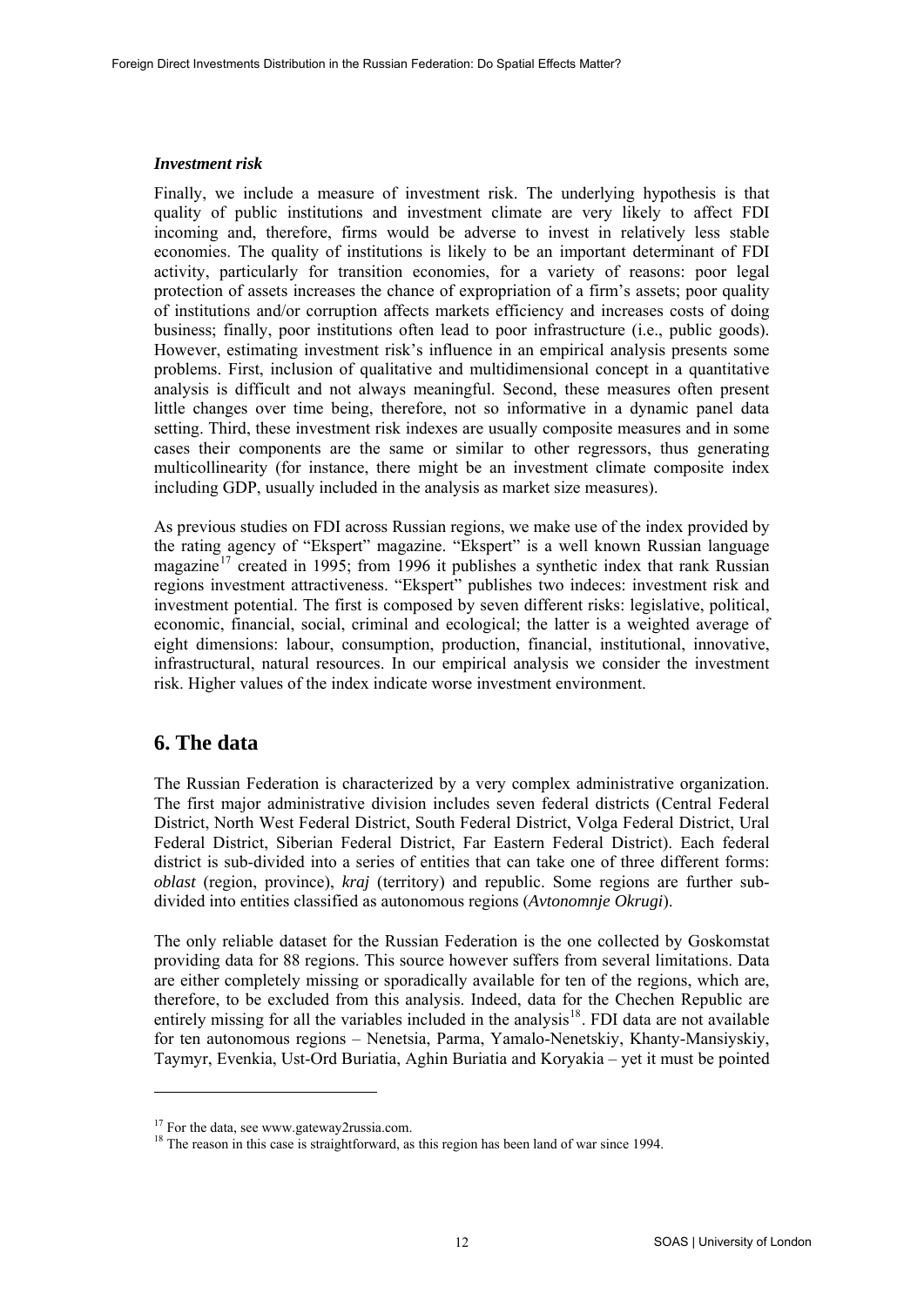### *Investment risk*

Finally, we include a measure of investment risk. The underlying hypothesis is that quality of public institutions and investment climate are very likely to affect FDI incoming and, therefore, firms would be adverse to invest in relatively less stable economies. The quality of institutions is likely to be an important determinant of FDI activity, particularly for transition economies, for a variety of reasons: poor legal protection of assets increases the chance of expropriation of a firm's assets; poor quality of institutions and/or corruption affects markets efficiency and increases costs of doing business; finally, poor institutions often lead to poor infrastructure (i.e., public goods). However, estimating investment risk's influence in an empirical analysis presents some problems. First, inclusion of qualitative and multidimensional concept in a quantitative analysis is difficult and not always meaningful. Second, these measures often present little changes over time being, therefore, not so informative in a dynamic panel data setting. Third, these investment risk indexes are usually composite measures and in some cases their components are the same or similar to other regressors, thus generating multicollinearity (for instance, there might be an investment climate composite index including GDP, usually included in the analysis as market size measures).

As previous studies on FDI across Russian regions, we make use of the index provided by the rating agency of "Ekspert" magazine. "Ekspert" is a well known Russian language magazine[17] created in 1995; from 1996 it publishes a synthetic index that rank Russian regions investment attractiveness. "Ekspert" publishes two indeces: investment risk and investment potential. The first is composed by seven different risks: legislative, political, economic, financial, social, criminal and ecological; the latter is a weighted average of eight dimensions: labour, consumption, production, financial, institutional, innovative, infrastructural, natural resources. In our empirical analysis we consider the investment risk. Higher values of the index indicate worse investment environment.

## 6. The data

The Russian Federation is characterized by a very complex administrative organization. The first major administrative division includes seven federal districts (Central Federal District, North West Federal District, South Federal District, Volga Federal District, Ural Federal District, Siberian Federal District, Far Eastern Federal District). Each federal district is sub-divided into a series of entities that can take one of three different forms: *oblast* (region, province), *kraj* (territory) and republic. Some regions are further sub-divided into entities classified as autonomous regions (*Avtonomnje Okrugi*).

The only reliable dataset for the Russian Federation is the one collected by Goskomstat providing data for 88 regions. This source however suffers from several limitations. Data are either completely missing or sporadically available for ten of the regions, which are, therefore, to be excluded from this analysis. Indeed, data for the Chechen Republic are entirely missing for all the variables included in the analysis[18]. FDI data are not available for ten autonomous regions – Nenetsia, Parma, Yamalo-Nenetskiy, Khanty-Mansiyskiy, Taymyr, Evenkia, Ust-Ord Buriatia, Aghin Buriatia and Koryakia – yet it must be pointed

---

[17] For the data, see www.gateway2russia.com.

[18] The reason in this case is straightforward, as this region has been land of war since 1994.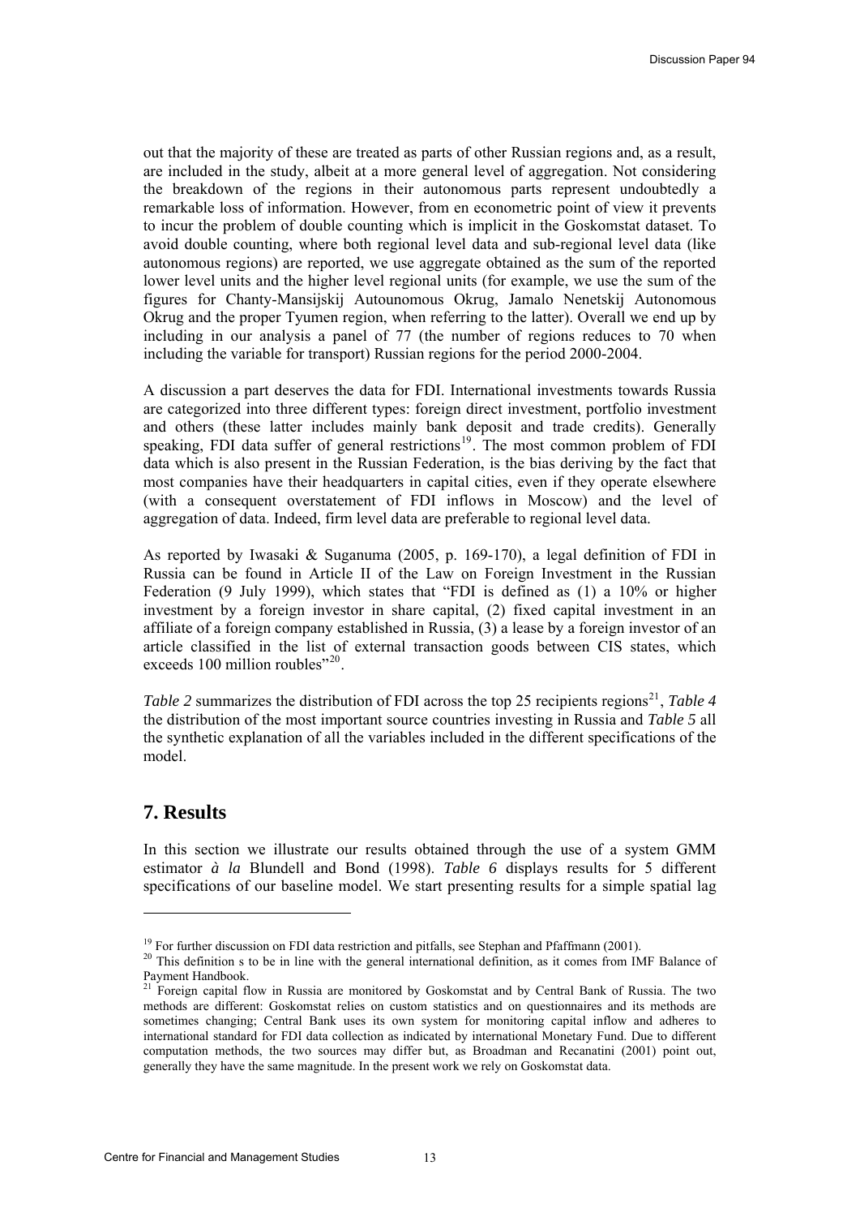out that the majority of these are treated as parts of other Russian regions and, as a result, are included in the study, albeit at a more general level of aggregation. Not considering the breakdown of the regions in their autonomous parts represent undoubtedly a remarkable loss of information. However, from en econometric point of view it prevents to incur the problem of double counting which is implicit in the Goskomstat dataset. To avoid double counting, where both regional level data and sub-regional level data (like autonomous regions) are reported, we use aggregate obtained as the sum of the reported lower level units and the higher level regional units (for example, we use the sum of the figures for Chanty-Mansijskij Autounomous Okrug, Jamalo Nenetskij Autonomous Okrug and the proper Tyumen region, when referring to the latter). Overall we end up by including in our analysis a panel of 77 (the number of regions reduces to 70 when including the variable for transport) Russian regions for the period 2000-2004.

A discussion a part deserves the data for FDI. International investments towards Russia are categorized into three different types: foreign direct investment, portfolio investment and others (these latter includes mainly bank deposit and trade credits). Generally speaking, FDI data suffer of general restrictions[19]. The most common problem of FDI data which is also present in the Russian Federation, is the bias deriving by the fact that most companies have their headquarters in capital cities, even if they operate elsewhere (with a consequent overstatement of FDI inflows in Moscow) and the level of aggregation of data. Indeed, firm level data are preferable to regional level data.

As reported by Iwasaki & Suganuma (2005, p. 169-170), a legal definition of FDI in Russia can be found in Article II of the Law on Foreign Investment in the Russian Federation (9 July 1999), which states that "FDI is defined as (1) a 10% or higher investment by a foreign investor in share capital, (2) fixed capital investment in an affiliate of a foreign company established in Russia, (3) a lease by a foreign investor of an article classified in the list of external transaction goods between CIS states, which exceeds 100 million roubles"[20].

*Table 2* summarizes the distribution of FDI across the top 25 recipients regions[21], *Table 4* the distribution of the most important source countries investing in Russia and *Table 5* all the synthetic explanation of all the variables included in the different specifications of the model.

## 7. Results

In this section we illustrate our results obtained through the use of a system GMM estimator *à la* Blundell and Bond (1998). *Table 6* displays results for 5 different specifications of our baseline model. We start presenting results for a simple spatial lag

[19] For further discussion on FDI data restriction and pitfalls, see Stephan and Pfaffmann (2001).

[20] This definition s to be in line with the general international definition, as it comes from IMF Balance of Payment Handbook.

[21] Foreign capital flow in Russia are monitored by Goskomstat and by Central Bank of Russia. The two methods are different: Goskomstat relies on custom statistics and on questionnaires and its methods are sometimes changing; Central Bank uses its own system for monitoring capital inflow and adheres to international standard for FDI data collection as indicated by international Monetary Fund. Due to different computation methods, the two sources may differ but, as Broadman and Recanatini (2001) point out, generally they have the same magnitude. In the present work we rely on Goskomstat data.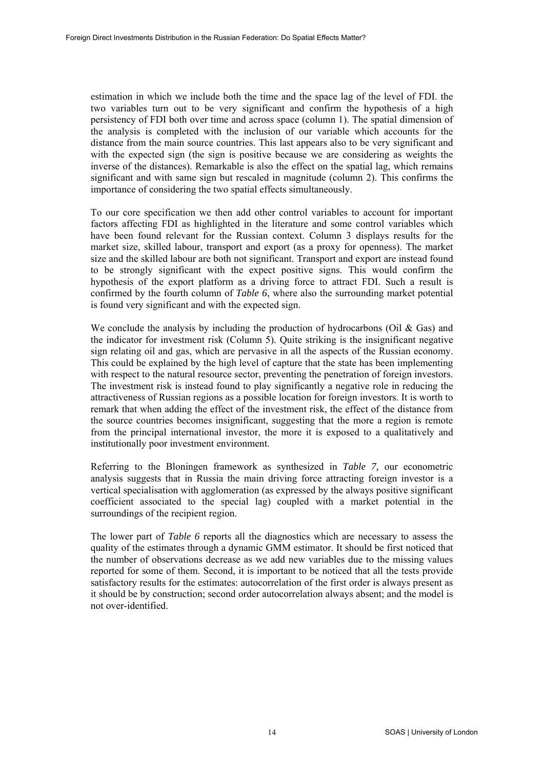estimation in which we include both the time and the space lag of the level of FDI. the two variables turn out to be very significant and confirm the hypothesis of a high persistency of FDI both over time and across space (column 1). The spatial dimension of the analysis is completed with the inclusion of our variable which accounts for the distance from the main source countries. This last appears also to be very significant and with the expected sign (the sign is positive because we are considering as weights the inverse of the distances). Remarkable is also the effect on the spatial lag, which remains significant and with same sign but rescaled in magnitude (column 2). This confirms the importance of considering the two spatial effects simultaneously.

To our core specification we then add other control variables to account for important factors affecting FDI as highlighted in the literature and some control variables which have been found relevant for the Russian context. Column 3 displays results for the market size, skilled labour, transport and export (as a proxy for openness). The market size and the skilled labour are both not significant. Transport and export are instead found to be strongly significant with the expect positive signs. This would confirm the hypothesis of the export platform as a driving force to attract FDI. Such a result is confirmed by the fourth column of *Table 6*, where also the surrounding market potential is found very significant and with the expected sign.

We conclude the analysis by including the production of hydrocarbons (Oil & Gas) and the indicator for investment risk (Column 5). Quite striking is the insignificant negative sign relating oil and gas, which are pervasive in all the aspects of the Russian economy. This could be explained by the high level of capture that the state has been implementing with respect to the natural resource sector, preventing the penetration of foreign investors. The investment risk is instead found to play significantly a negative role in reducing the attractiveness of Russian regions as a possible location for foreign investors. It is worth to remark that when adding the effect of the investment risk, the effect of the distance from the source countries becomes insignificant, suggesting that the more a region is remote from the principal international investor, the more it is exposed to a qualitatively and institutionally poor investment environment.

Referring to the Bloningen framework as synthesized in *Table 7,* our econometric analysis suggests that in Russia the main driving force attracting foreign investor is a vertical specialisation with agglomeration (as expressed by the always positive significant coefficient associated to the special lag) coupled with a market potential in the surroundings of the recipient region.

The lower part of *Table 6* reports all the diagnostics which are necessary to assess the quality of the estimates through a dynamic GMM estimator. It should be first noticed that the number of observations decrease as we add new variables due to the missing values reported for some of them. Second, it is important to be noticed that all the tests provide satisfactory results for the estimates: autocorrelation of the first order is always present as it should be by construction; second order autocorrelation always absent; and the model is not over-identified.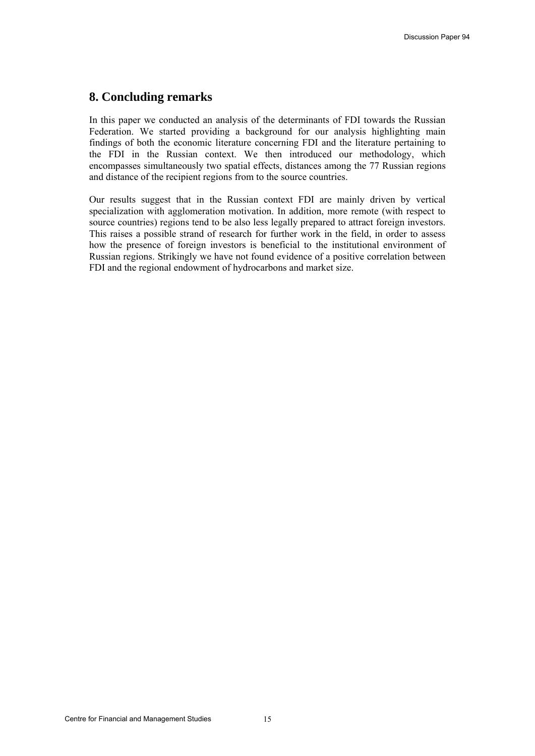## 8. Concluding remarks

In this paper we conducted an analysis of the determinants of FDI towards the Russian Federation. We started providing a background for our analysis highlighting main findings of both the economic literature concerning FDI and the literature pertaining to the FDI in the Russian context. We then introduced our methodology, which encompasses simultaneously two spatial effects, distances among the 77 Russian regions and distance of the recipient regions from to the source countries.

Our results suggest that in the Russian context FDI are mainly driven by vertical specialization with agglomeration motivation. In addition, more remote (with respect to source countries) regions tend to be also less legally prepared to attract foreign investors. This raises a possible strand of research for further work in the field, in order to assess how the presence of foreign investors is beneficial to the institutional environment of Russian regions. Strikingly we have not found evidence of a positive correlation between FDI and the regional endowment of hydrocarbons and market size.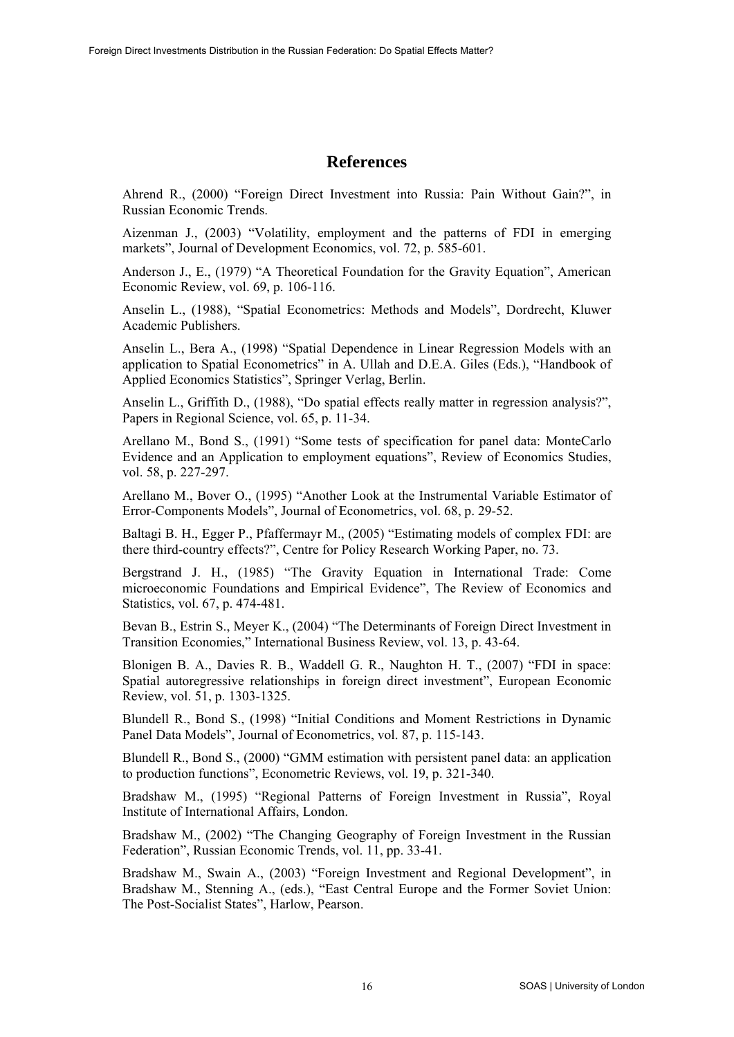## References

Ahrend R., (2000) "Foreign Direct Investment into Russia: Pain Without Gain?", in Russian Economic Trends.

Aizenman J., (2003) "Volatility, employment and the patterns of FDI in emerging markets", Journal of Development Economics, vol. 72, p. 585-601.

Anderson J., E., (1979) "A Theoretical Foundation for the Gravity Equation", American Economic Review, vol. 69, p. 106-116.

Anselin L., (1988), "Spatial Econometrics: Methods and Models", Dordrecht, Kluwer Academic Publishers.

Anselin L., Bera A., (1998) "Spatial Dependence in Linear Regression Models with an application to Spatial Econometrics" in A. Ullah and D.E.A. Giles (Eds.), "Handbook of Applied Economics Statistics", Springer Verlag, Berlin.

Anselin L., Griffith D., (1988), "Do spatial effects really matter in regression analysis?", Papers in Regional Science, vol. 65, p. 11-34.

Arellano M., Bond S., (1991) "Some tests of specification for panel data: MonteCarlo Evidence and an Application to employment equations", Review of Economics Studies, vol. 58, p. 227-297.

Arellano M., Bover O., (1995) "Another Look at the Instrumental Variable Estimator of Error-Components Models", Journal of Econometrics, vol. 68, p. 29-52.

Baltagi B. H., Egger P., Pfaffermayr M., (2005) "Estimating models of complex FDI: are there third-country effects?", Centre for Policy Research Working Paper, no. 73.

Bergstrand J. H., (1985) "The Gravity Equation in International Trade: Come microeconomic Foundations and Empirical Evidence", The Review of Economics and Statistics, vol. 67, p. 474-481.

Bevan B., Estrin S., Meyer K., (2004) "The Determinants of Foreign Direct Investment in Transition Economies," International Business Review, vol. 13, p. 43-64.

Blonigen B. A., Davies R. B., Waddell G. R., Naughton H. T., (2007) "FDI in space: Spatial autoregressive relationships in foreign direct investment", European Economic Review, vol. 51, p. 1303-1325.

Blundell R., Bond S., (1998) "Initial Conditions and Moment Restrictions in Dynamic Panel Data Models", Journal of Econometrics, vol. 87, p. 115-143.

Blundell R., Bond S., (2000) "GMM estimation with persistent panel data: an application to production functions", Econometric Reviews, vol. 19, p. 321-340.

Bradshaw M., (1995) "Regional Patterns of Foreign Investment in Russia", Royal Institute of International Affairs, London.

Bradshaw M., (2002) "The Changing Geography of Foreign Investment in the Russian Federation", Russian Economic Trends, vol. 11, pp. 33-41.

Bradshaw M., Swain A., (2003) "Foreign Investment and Regional Development", in Bradshaw M., Stenning A., (eds.), "East Central Europe and the Former Soviet Union: The Post-Socialist States", Harlow, Pearson.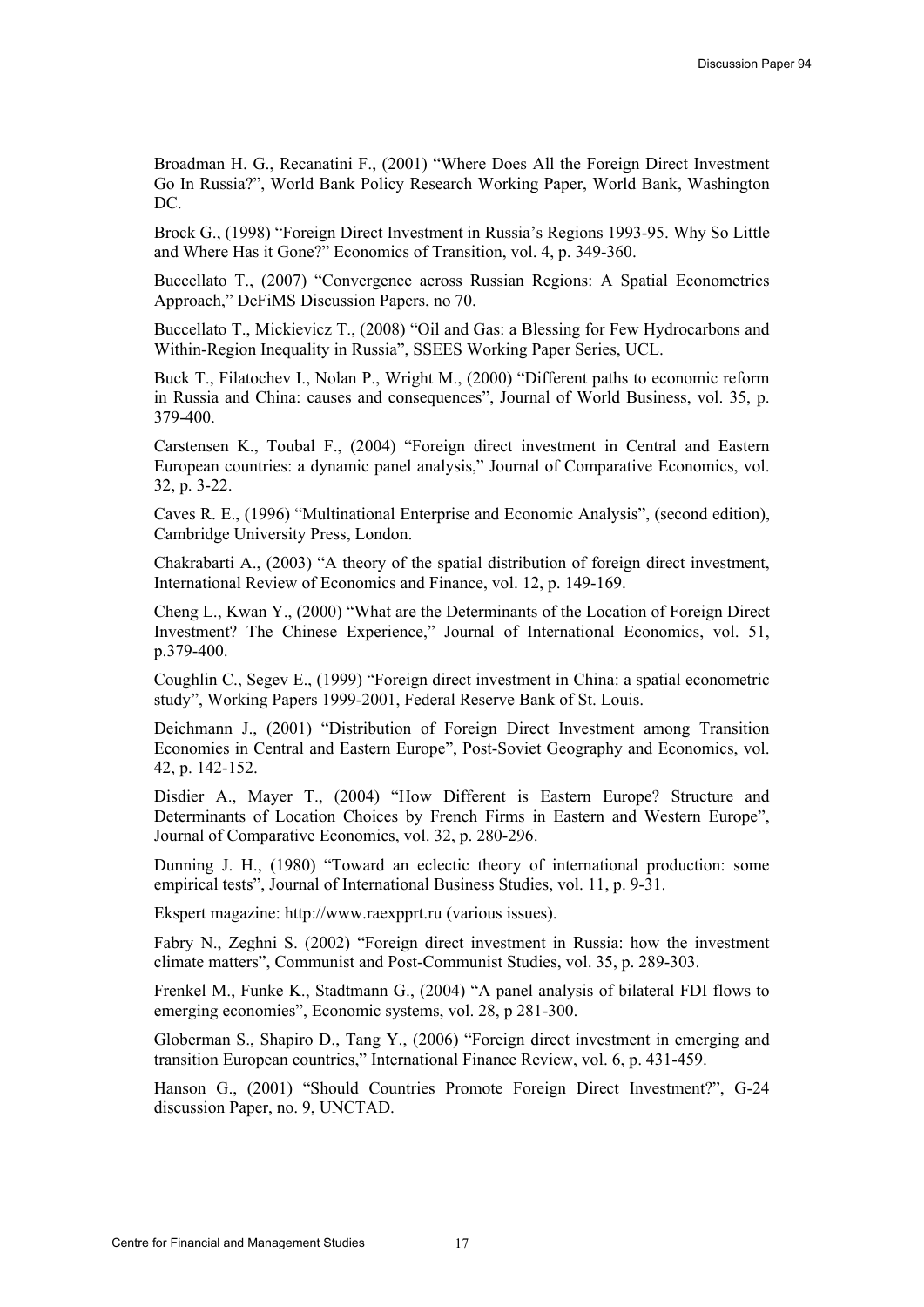Broadman H. G., Recanatini F., (2001) "Where Does All the Foreign Direct Investment Go In Russia?", World Bank Policy Research Working Paper, World Bank, Washington DC.

Brock G., (1998) "Foreign Direct Investment in Russia's Regions 1993-95. Why So Little and Where Has it Gone?" Economics of Transition, vol. 4, p. 349-360.

Buccellato T., (2007) "Convergence across Russian Regions: A Spatial Econometrics Approach," DeFiMS Discussion Papers, no 70.

Buccellato T., Mickiewicz T., (2008) "Oil and Gas: a Blessing for Few Hydrocarbons and Within-Region Inequality in Russia", SSEES Working Paper Series, UCL.

Buck T., Filatochev I., Nolan P., Wright M., (2000) "Different paths to economic reform in Russia and China: causes and consequences", Journal of World Business, vol. 35, p. 379-400.

Carstensen K., Toubal F., (2004) "Foreign direct investment in Central and Eastern European countries: a dynamic panel analysis," Journal of Comparative Economics, vol. 32, p. 3-22.

Caves R. E., (1996) "Multinational Enterprise and Economic Analysis", (second edition), Cambridge University Press, London.

Chakrabarti A., (2003) "A theory of the spatial distribution of foreign direct investment, International Review of Economics and Finance, vol. 12, p. 149-169.

Cheng L., Kwan Y., (2000) "What are the Determinants of the Location of Foreign Direct Investment? The Chinese Experience," Journal of International Economics, vol. 51, p.379-400.

Coughlin C., Segev E., (1999) "Foreign direct investment in China: a spatial econometric study", Working Papers 1999-2001, Federal Reserve Bank of St. Louis.

Deichmann J., (2001) "Distribution of Foreign Direct Investment among Transition Economies in Central and Eastern Europe", Post-Soviet Geography and Economics, vol. 42, p. 142-152.

Disdier A., Mayer T., (2004) "How Different is Eastern Europe? Structure and Determinants of Location Choices by French Firms in Eastern and Western Europe", Journal of Comparative Economics, vol. 32, p. 280-296.

Dunning J. H., (1980) "Toward an eclectic theory of international production: some empirical tests", Journal of International Business Studies, vol. 11, p. 9-31.

Ekspert magazine: http://www.raexpprt.ru (various issues).

Fabry N., Zeghni S. (2002) "Foreign direct investment in Russia: how the investment climate matters", Communist and Post-Communist Studies, vol. 35, p. 289-303.

Frenkel M., Funke K., Stadtmann G., (2004) "A panel analysis of bilateral FDI flows to emerging economies", Economic systems, vol. 28, p 281-300.

Globerman S., Shapiro D., Tang Y., (2006) "Foreign direct investment in emerging and transition European countries," International Finance Review, vol. 6, p. 431-459.

Hanson G., (2001) "Should Countries Promote Foreign Direct Investment?", G-24 discussion Paper, no. 9, UNCTAD.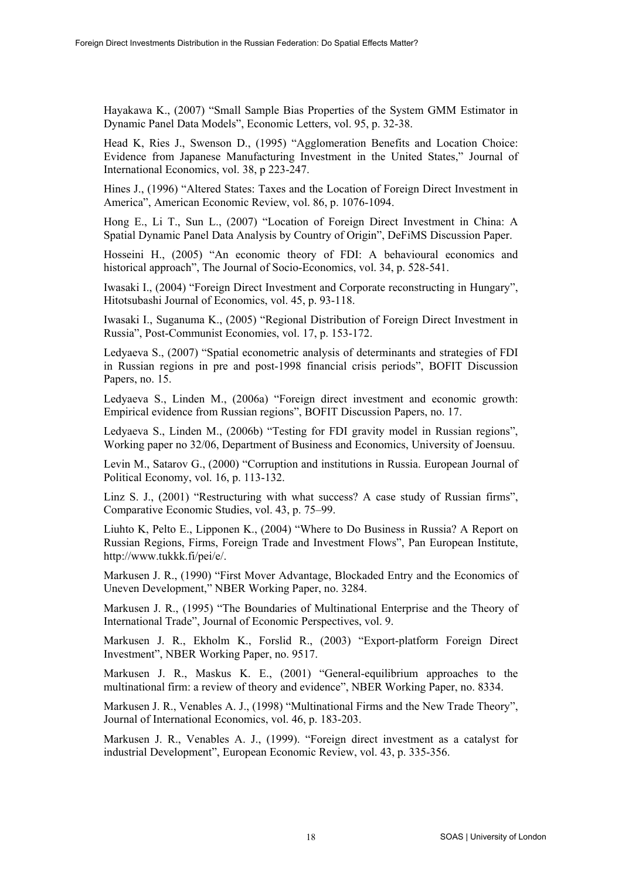Hayakawa K., (2007) "Small Sample Bias Properties of the System GMM Estimator in Dynamic Panel Data Models", Economic Letters, vol. 95, p. 32-38.

Head K, Ries J., Swenson D., (1995) "Agglomeration Benefits and Location Choice: Evidence from Japanese Manufacturing Investment in the United States," Journal of International Economics, vol. 38, p 223-247.

Hines J., (1996) "Altered States: Taxes and the Location of Foreign Direct Investment in America", American Economic Review, vol. 86, p. 1076-1094.

Hong E., Li T., Sun L., (2007) "Location of Foreign Direct Investment in China: A Spatial Dynamic Panel Data Analysis by Country of Origin", DeFiMS Discussion Paper.

Hosseini H., (2005) "An economic theory of FDI: A behavioural economics and historical approach", The Journal of Socio-Economics, vol. 34, p. 528-541.

Iwasaki I., (2004) "Foreign Direct Investment and Corporate reconstructing in Hungary", Hitotsubashi Journal of Economics, vol. 45, p. 93-118.

Iwasaki I., Suganuma K., (2005) "Regional Distribution of Foreign Direct Investment in Russia", Post-Communist Economies, vol. 17, p. 153-172.

Ledyaeva S., (2007) "Spatial econometric analysis of determinants and strategies of FDI in Russian regions in pre and post-1998 financial crisis periods", BOFIT Discussion Papers, no. 15.

Ledyaeva S., Linden M., (2006a) "Foreign direct investment and economic growth: Empirical evidence from Russian regions", BOFIT Discussion Papers, no. 17.

Ledyaeva S., Linden M., (2006b) "Testing for FDI gravity model in Russian regions", Working paper no 32/06, Department of Business and Economics, University of Joensuu.

Levin M., Satarov G., (2000) "Corruption and institutions in Russia. European Journal of Political Economy, vol. 16, p. 113-132.

Linz S. J., (2001) "Restructuring with what success? A case study of Russian firms", Comparative Economic Studies, vol. 43, p. 75–99.

Liuhto K, Pelto E., Lipponen K., (2004) "Where to Do Business in Russia? A Report on Russian Regions, Firms, Foreign Trade and Investment Flows", Pan European Institute, http://www.tukkk.fi/pei/e/.

Markusen J. R., (1990) "First Mover Advantage, Blockaded Entry and the Economics of Uneven Development," NBER Working Paper, no. 3284.

Markusen J. R., (1995) "The Boundaries of Multinational Enterprise and the Theory of International Trade", Journal of Economic Perspectives, vol. 9.

Markusen J. R., Ekholm K., Forslid R., (2003) "Export-platform Foreign Direct Investment", NBER Working Paper, no. 9517.

Markusen J. R., Maskus K. E., (2001) "General-equilibrium approaches to the multinational firm: a review of theory and evidence", NBER Working Paper, no. 8334.

Markusen J. R., Venables A. J., (1998) "Multinational Firms and the New Trade Theory", Journal of International Economics, vol. 46, p. 183-203.

Markusen J. R., Venables A. J., (1999). "Foreign direct investment as a catalyst for industrial Development", European Economic Review, vol. 43, p. 335-356.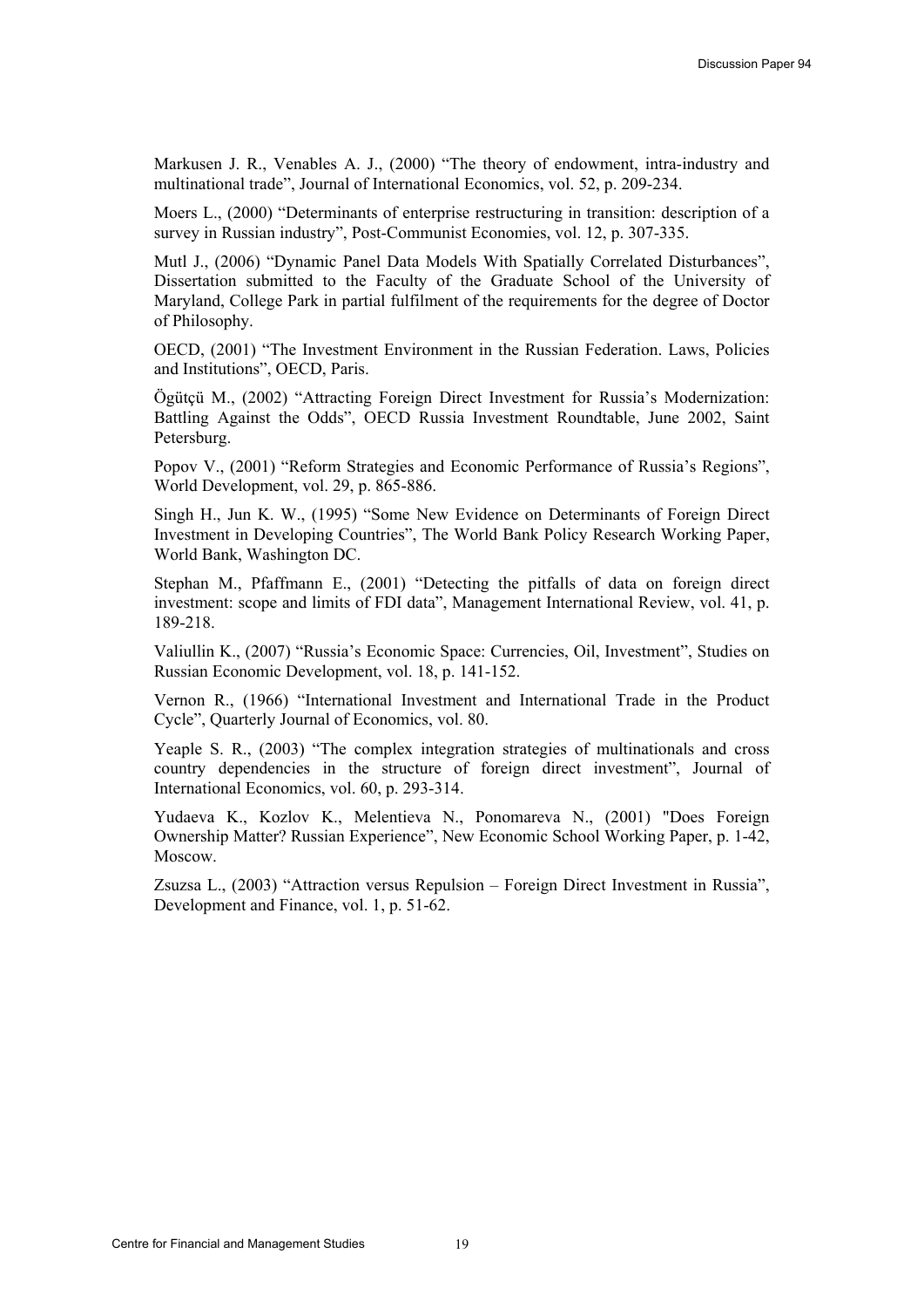Markusen J. R., Venables A. J., (2000) "The theory of endowment, intra-industry and multinational trade", Journal of International Economics, vol. 52, p. 209-234.

Moers L., (2000) "Determinants of enterprise restructuring in transition: description of a survey in Russian industry", Post-Communist Economies, vol. 12, p. 307-335.

Mutl J., (2006) "Dynamic Panel Data Models With Spatially Correlated Disturbances", Dissertation submitted to the Faculty of the Graduate School of the University of Maryland, College Park in partial fulfilment of the requirements for the degree of Doctor of Philosophy.

OECD, (2001) "The Investment Environment in the Russian Federation. Laws, Policies and Institutions", OECD, Paris.

Ögütçü M., (2002) "Attracting Foreign Direct Investment for Russia's Modernization: Battling Against the Odds", OECD Russia Investment Roundtable, June 2002, Saint Petersburg.

Popov V., (2001) "Reform Strategies and Economic Performance of Russia's Regions", World Development, vol. 29, p. 865-886.

Singh H., Jun K. W., (1995) "Some New Evidence on Determinants of Foreign Direct Investment in Developing Countries", The World Bank Policy Research Working Paper, World Bank, Washington DC.

Stephan M., Pfaffmann E., (2001) "Detecting the pitfalls of data on foreign direct investment: scope and limits of FDI data", Management International Review, vol. 41, p. 189-218.

Valiullin K., (2007) "Russia's Economic Space: Currencies, Oil, Investment", Studies on Russian Economic Development, vol. 18, p. 141-152.

Vernon R., (1966) "International Investment and International Trade in the Product Cycle", Quarterly Journal of Economics, vol. 80.

Yeaple S. R., (2003) "The complex integration strategies of multinationals and cross country dependencies in the structure of foreign direct investment", Journal of International Economics, vol. 60, p. 293-314.

Yudaeva K., Kozlov K., Melentieva N., Ponomareva N., (2001) "Does Foreign Ownership Matter? Russian Experience", New Economic School Working Paper, p. 1-42, Moscow.

Zsuzsa L., (2003) "Attraction versus Repulsion – Foreign Direct Investment in Russia", Development and Finance, vol. 1, p. 51-62.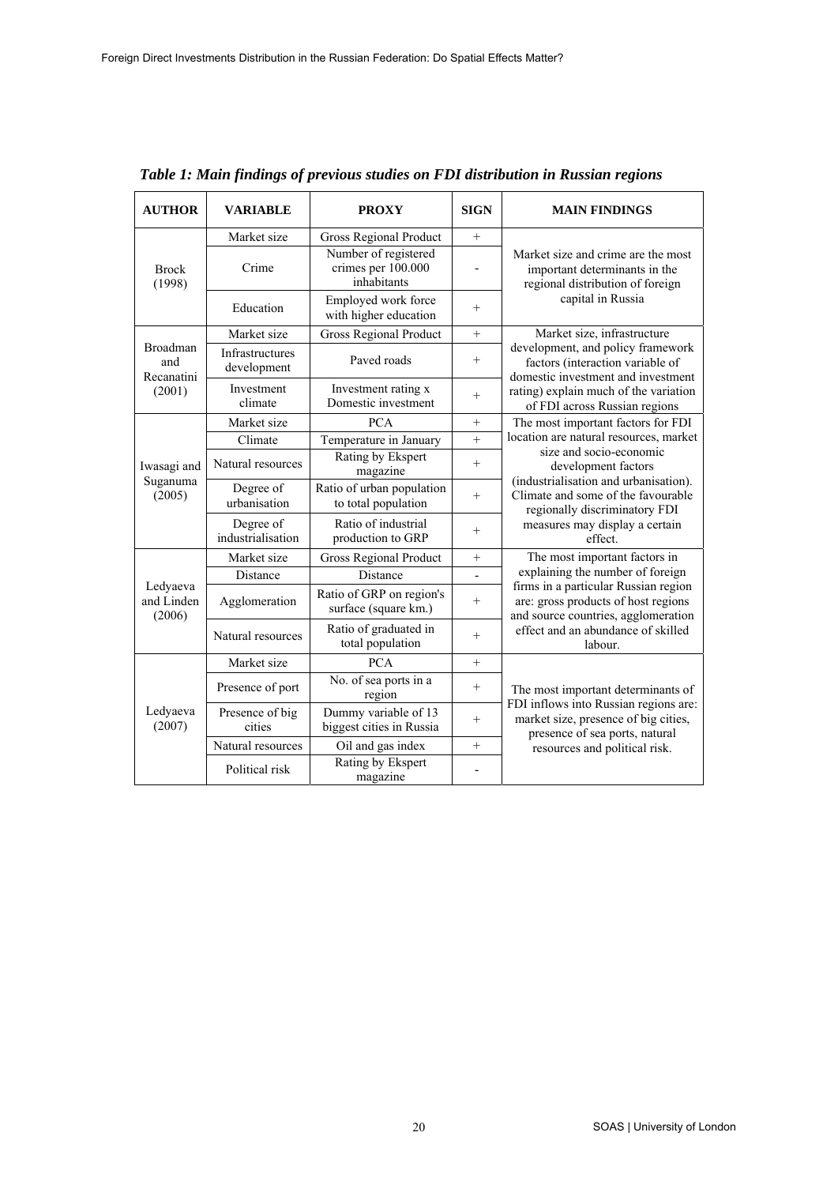***Table 1: Main findings of previous studies on FDI distribution in Russian regions***

| AUTHOR | VARIABLE | PROXY | SIGN | MAIN FINDINGS |
|---|---|---|---|---|
| Brock (1998) | Market size | Gross Regional Product | + | Market size and crime are the most important determinants in the regional distribution of foreign capital in Russia |
| | Crime | Number of registered crimes per 100.000 inhabitants | - | |
| | Education | Employed work force with higher education | + | |
| Broadman and Recanatini (2001) | Market size | Gross Regional Product | + | Market size, infrastructure development, and policy framework factors (interaction variable of domestic investment and investment rating) explain much of the variation of FDI across Russian regions |
| | Infrastructures development | Paved roads | + | |
| | Investment climate | Investment rating x Domestic investment | + | |
| Iwasagi and Suganuma (2005) | Market size | PCA | + | The most important factors for FDI location are natural resources, market size and socio-economic development factors (industrialisation and urbanisation). Climate and some of the favourable regionally discriminatory FDI measures may display a certain effect. |
| | Climate | Temperature in January | + | |
| | Natural resources | Rating by Ekspert magazine | + | |
| | Degree of urbanisation | Ratio of urban population to total population | + | |
| | Degree of industrialisation | Ratio of industrial production to GRP | + | |
| Ledyaeva and Linden (2006) | Market size | Gross Regional Product | + | The most important factors in explaining the number of foreign firms in a particular Russian region are: gross products of host regions and source countries, agglomeration effect and an abundance of skilled labour. |
| | Distance | Distance | - | |
| | Agglomeration | Ratio of GRP on region's surface (square km.) | + | |
| | Natural resources | Ratio of graduated in total population | + | |
| Ledyaeva (2007) | Market size | PCA | + | The most important determinants of FDI inflows into Russian regions are: market size, presence of big cities, presence of sea ports, natural resources and political risk. |
| | Presence of port | No. of sea ports in a region | + | |
| | Presence of big cities | Dummy variable of 13 biggest cities in Russia | + | |
| | Natural resources | Oil and gas index | + | |
| | Political risk | Rating by Ekspert magazine | - | |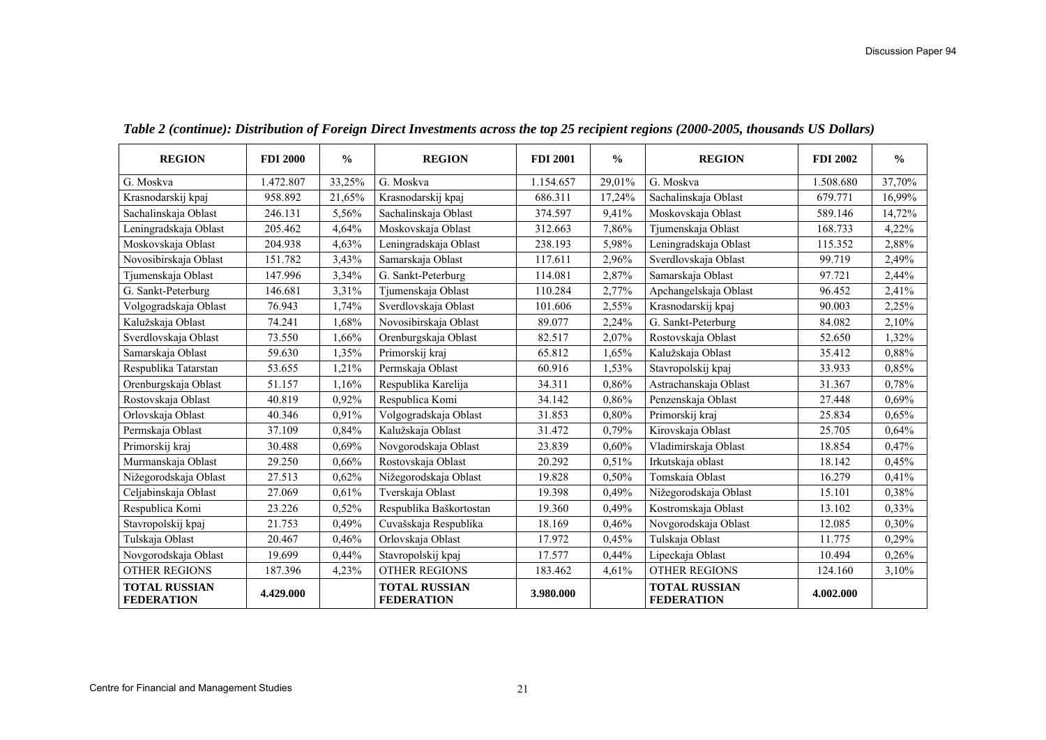*Table 2 (continue): Distribution of Foreign Direct Investments across the top 25 recipient regions (2000-2005, thousands US Dollars)*

| REGION | FDI 2000 | % | REGION | FDI 2001 | % | REGION | FDI 2002 | % |
|---|---|---|---|---|---|---|---|---|
| G. Moskva | 1.472.807 | 33,25% | G. Moskva | 1.154.657 | 29,01% | G. Moskva | 1.508.680 | 37,70% |
| Krasnodarskij kpaj | 958.892 | 21,65% | Krasnodarskij kpaj | 686.311 | 17,24% | Sachalinskaja Oblast | 679.771 | 16,99% |
| Sachalinskaja Oblast | 246.131 | 5,56% | Sachalinskaja Oblast | 374.597 | 9,41% | Moskovskaja Oblast | 589.146 | 14,72% |
| Leningradskaja Oblast | 205.462 | 4,64% | Moskovskaja Oblast | 312.663 | 7,86% | Tjumenskaja Oblast | 168.733 | 4,22% |
| Moskovskaja Oblast | 204.938 | 4,63% | Leningradskaja Oblast | 238.193 | 5,98% | Leningradskaja Oblast | 115.352 | 2,88% |
| Novosibirskaja Oblast | 151.782 | 3,43% | Samarskaja Oblast | 117.611 | 2,96% | Sverdlovskaja Oblast | 99.719 | 2,49% |
| Tjumenskaja Oblast | 147.996 | 3,34% | G. Sankt-Peterburg | 114.081 | 2,87% | Samarskaja Oblast | 97.721 | 2,44% |
| G. Sankt-Peterburg | 146.681 | 3,31% | Tjumenskaja Oblast | 110.284 | 2,77% | Apchangelskaja Oblast | 96.452 | 2,41% |
| Volgogradskaja Oblast | 76.943 | 1,74% | Sverdlovskaja Oblast | 101.606 | 2,55% | Krasnodarskij kpaj | 90.003 | 2,25% |
| Kalužskaja Oblast | 74.241 | 1,68% | Novosibirskaja Oblast | 89.077 | 2,24% | G. Sankt-Peterburg | 84.082 | 2,10% |
| Sverdlovskaja Oblast | 73.550 | 1,66% | Orenburgskaja Oblast | 82.517 | 2,07% | Rostovskaja Oblast | 52.650 | 1,32% |
| Samarskaja Oblast | 59.630 | 1,35% | Primorskij kraj | 65.812 | 1,65% | Kalužskaja Oblast | 35.412 | 0,88% |
| Respublika Tatarstan | 53.655 | 1,21% | Permskaja Oblast | 60.916 | 1,53% | Stavropolskij kpaj | 33.933 | 0,85% |
| Orenburgskaja Oblast | 51.157 | 1,16% | Respublika Karelija | 34.311 | 0,86% | Astrachanskaja Oblast | 31.367 | 0,78% |
| Rostovskaja Oblast | 40.819 | 0,92% | Respublica Komi | 34.142 | 0,86% | Penzenskaja Oblast | 27.448 | 0,69% |
| Orlovskaja Oblast | 40.346 | 0,91% | Volgogradskaja Oblast | 31.853 | 0,80% | Primorskij kraj | 25.834 | 0,65% |
| Permskaja Oblast | 37.109 | 0,84% | Kalužskaja Oblast | 31.472 | 0,79% | Kirovskaja Oblast | 25.705 | 0,64% |
| Primorskij kraj | 30.488 | 0,69% | Novgorodskaja Oblast | 23.839 | 0,60% | Vladimirskaja Oblast | 18.854 | 0,47% |
| Murmanskaja Oblast | 29.250 | 0,66% | Rostovskaja Oblast | 20.292 | 0,51% | Irkutskaja oblast | 18.142 | 0,45% |
| Nižegorodskaja Oblast | 27.513 | 0,62% | Nižegorodskaja Oblast | 19.828 | 0,50% | Tomskaia Oblast | 16.279 | 0,41% |
| Celjabinskaja Oblast | 27.069 | 0,61% | Tverskaja Oblast | 19.398 | 0,49% | Nižegorodskaja Oblast | 15.101 | 0,38% |
| Respublica Komi | 23.226 | 0,52% | Respublika Baškortostan | 19.360 | 0,49% | Kostromskaja Oblast | 13.102 | 0,33% |
| Stavropolskij kpaj | 21.753 | 0,49% | Cuvašskaja Respublika | 18.169 | 0,46% | Novgorodskaja Oblast | 12.085 | 0,30% |
| Tulskaja Oblast | 20.467 | 0,46% | Orlovskaja Oblast | 17.972 | 0,45% | Tulskaja Oblast | 11.775 | 0,29% |
| Novgorodskaja Oblast | 19.699 | 0,44% | Stavropolskij kpaj | 17.577 | 0,44% | Lipeckaja Oblast | 10.494 | 0,26% |
| OTHER REGIONS | 187.396 | 4,23% | OTHER REGIONS | 183.462 | 4,61% | OTHER REGIONS | 124.160 | 3,10% |
| **TOTAL RUSSIAN FEDERATION** | **4.429.000** | | **TOTAL RUSSIAN FEDERATION** | **3.980.000** | | **TOTAL RUSSIAN FEDERATION** | **4.002.000** | |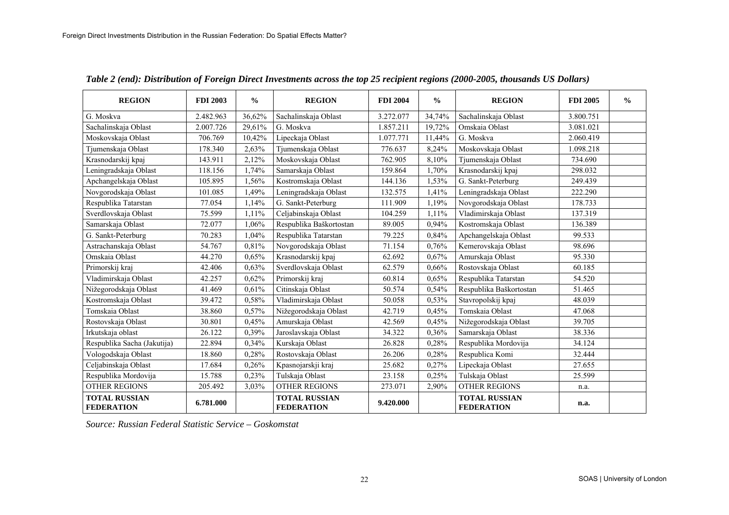*Table 2 (end): Distribution of Foreign Direct Investments across the top 25 recipient regions (2000-2005, thousands US Dollars)*

| REGION | FDI 2003 | % | REGION | FDI 2004 | % | REGION | FDI 2005 | % |
|---|---|---|---|---|---|---|---|---|
| G. Moskva | 2.482.963 | 36,62% | Sachalinskaja Oblast | 3.272.077 | 34,74% | Sachalinskaja Oblast | 3.800.751 | |
| Sachalinskaja Oblast | 2.007.726 | 29,61% | G. Moskva | 1.857.211 | 19,72% | Omskaia Oblast | 3.081.021 | |
| Moskovskaja Oblast | 706.769 | 10,42% | Lipeckaja Oblast | 1.077.771 | 11,44% | G. Moskva | 2.060.419 | |
| Tjumenskaja Oblast | 178.340 | 2,63% | Tjumenskaja Oblast | 776.637 | 8,24% | Moskovskaja Oblast | 1.098.218 | |
| Krasnodarskij kpaj | 143.911 | 2,12% | Moskovskaja Oblast | 762.905 | 8,10% | Tjumenskaja Oblast | 734.690 | |
| Leningradskaja Oblast | 118.156 | 1,74% | Samarskaja Oblast | 159.864 | 1,70% | Krasnodarskij kpaj | 298.032 | |
| Apchangelskaja Oblast | 105.895 | 1,56% | Kostromskaja Oblast | 144.136 | 1,53% | G. Sankt-Peterburg | 249.439 | |
| Novgorodskaja Oblast | 101.085 | 1,49% | Leningradskaja Oblast | 132.575 | 1,41% | Leningradskaja Oblast | 222.290 | |
| Respublika Tatarstan | 77.054 | 1,14% | G. Sankt-Peterburg | 111.909 | 1,19% | Novgorodskaja Oblast | 178.733 | |
| Sverdlovskaja Oblast | 75.599 | 1,11% | Celjabinskaja Oblast | 104.259 | 1,11% | Vladimirskaja Oblast | 137.319 | |
| Samarskaja Oblast | 72.077 | 1,06% | Respublika Baškortostan | 89.005 | 0,94% | Kostromskaja Oblast | 136.389 | |
| G. Sankt-Peterburg | 70.283 | 1,04% | Respublika Tatarstan | 79.225 | 0,84% | Apchangelskaja Oblast | 99.533 | |
| Astrachanskaja Oblast | 54.767 | 0,81% | Novgorodskaja Oblast | 71.154 | 0,76% | Kemerovskaja Oblast | 98.696 | |
| Omskaia Oblast | 44.270 | 0,65% | Krasnodarskij kpaj | 62.692 | 0,67% | Amurskaja Oblast | 95.330 | |
| Primorskij kraj | 42.406 | 0,63% | Sverdlovskaja Oblast | 62.579 | 0,66% | Rostovskaja Oblast | 60.185 | |
| Vladimirskaja Oblast | 42.257 | 0,62% | Primorskij kraj | 60.814 | 0,65% | Respublika Tatarstan | 54.520 | |
| Nižegorodskaja Oblast | 41.469 | 0,61% | Citinskaja Oblast | 50.574 | 0,54% | Respublika Baškortostan | 51.465 | |
| Kostromskaja Oblast | 39.472 | 0,58% | Vladimirskaja Oblast | 50.058 | 0,53% | Stavropolskij kpaj | 48.039 | |
| Tomskaia Oblast | 38.860 | 0,57% | Nižegorodskaja Oblast | 42.719 | 0,45% | Tomskaia Oblast | 47.068 | |
| Rostovskaja Oblast | 30.801 | 0,45% | Amurskaja Oblast | 42.569 | 0,45% | Nižegorodskaja Oblast | 39.705 | |
| Irkutskaja oblast | 26.122 | 0,39% | Jaroslavskaja Oblast | 34.322 | 0,36% | Samarskaja Oblast | 38.336 | |
| Respublika Sacha (Jakutija) | 22.894 | 0,34% | Kurskaja Oblast | 26.828 | 0,28% | Respublika Mordovija | 34.124 | |
| Vologodskaja Oblast | 18.860 | 0,28% | Rostovskaja Oblast | 26.206 | 0,28% | Respublica Komi | 32.444 | |
| Celjabinskaja Oblast | 17.684 | 0,26% | Kpasnojarskji kraj | 25.682 | 0,27% | Lipeckaja Oblast | 27.655 | |
| Respublika Mordovija | 15.788 | 0,23% | Tulskaja Oblast | 23.158 | 0,25% | Tulskaja Oblast | 25.599 | |
| OTHER REGIONS | 205.492 | 3,03% | OTHER REGIONS | 273.071 | 2,90% | OTHER REGIONS | n.a. | |
| **TOTAL RUSSIAN FEDERATION** | **6.781.000** | | **TOTAL RUSSIAN FEDERATION** | **9.420.000** | | **TOTAL RUSSIAN FEDERATION** | **n.a.** | |

*Source: Russian Federal Statistic Service – Goskomstat*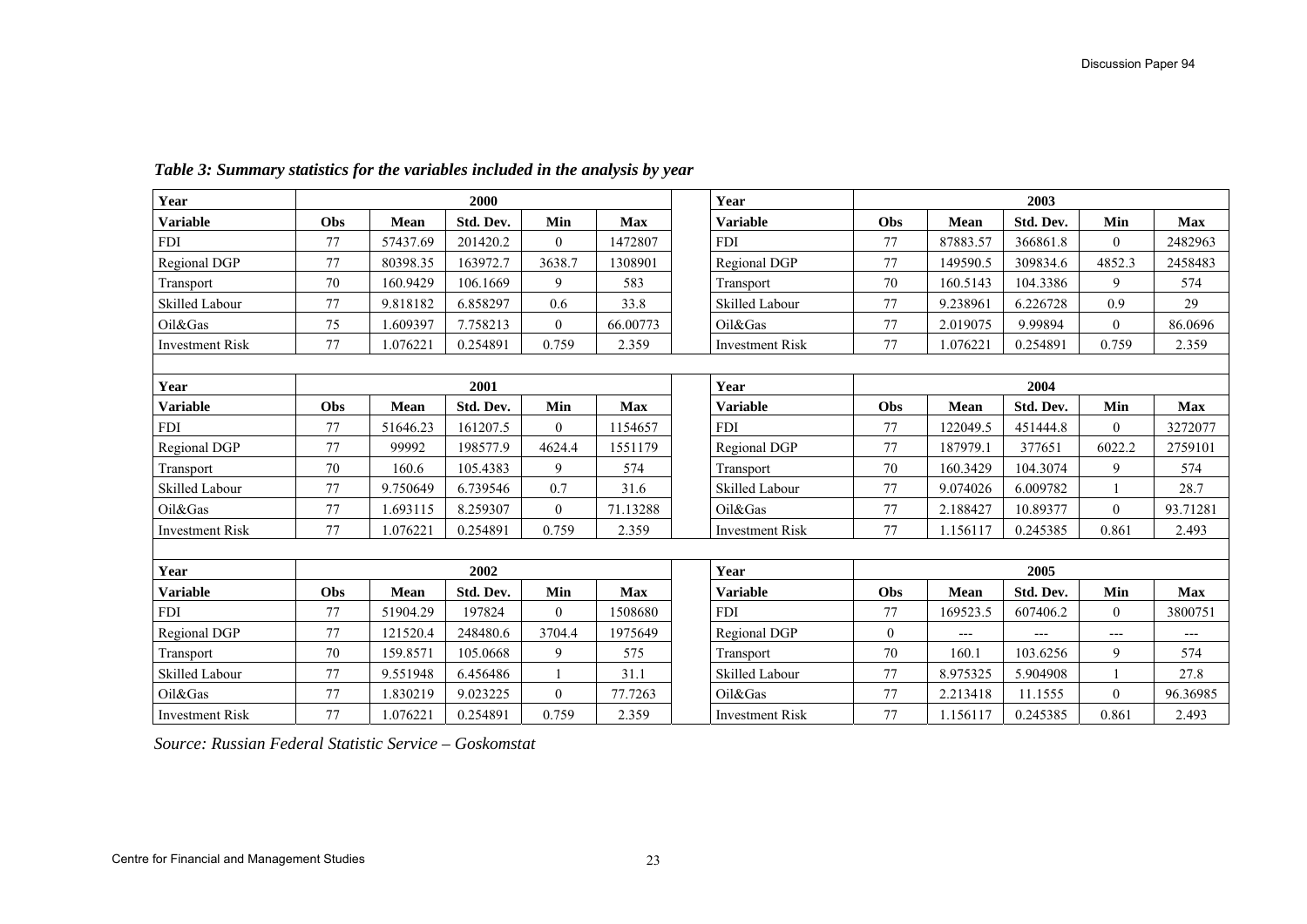*Table 3: Summary statistics for the variables included in the analysis by year*

| Year | 2000 | | | | | Year | 2003 | | | | |
|---|---|---|---|---|---|---|---|---|---|---|---|
| **Variable** | **Obs** | **Mean** | **Std. Dev.** | **Min** | **Max** | **Variable** | **Obs** | **Mean** | **Std. Dev.** | **Min** | **Max** |
| FDI | 77 | 57437.69 | 201420.2 | 0 | 1472807 | FDI | 77 | 87883.57 | 366861.8 | 0 | 2482963 |
| Regional DGP | 77 | 80398.35 | 163972.7 | 3638.7 | 1308901 | Regional DGP | 77 | 149590.5 | 309834.6 | 4852.3 | 2458483 |
| Transport | 70 | 160.9429 | 106.1669 | 9 | 583 | Transport | 70 | 160.5143 | 104.3386 | 9 | 574 |
| Skilled Labour | 77 | 9.818182 | 6.858297 | 0.6 | 33.8 | Skilled Labour | 77 | 9.238961 | 6.226728 | 0.9 | 29 |
| Oil&Gas | 75 | 1.609397 | 7.758213 | 0 | 66.00773 | Oil&Gas | 77 | 2.019075 | 9.99894 | 0 | 86.0696 |
| Investment Risk | 77 | 1.076221 | 0.254891 | 0.759 | 2.359 | Investment Risk | 77 | 1.076221 | 0.254891 | 0.759 | 2.359 |
| | | | | | | | | | | | |
| **Year** | **2001** | | | | | **Year** | **2004** | | | | |
| **Variable** | **Obs** | **Mean** | **Std. Dev.** | **Min** | **Max** | **Variable** | **Obs** | **Mean** | **Std. Dev.** | **Min** | **Max** |
| FDI | 77 | 51646.23 | 161207.5 | 0 | 1154657 | FDI | 77 | 122049.5 | 451444.8 | 0 | 3272077 |
| Regional DGP | 77 | 99992 | 198577.9 | 4624.4 | 1551179 | Regional DGP | 77 | 187979.1 | 377651 | 6022.2 | 2759101 |
| Transport | 70 | 160.6 | 105.4383 | 9 | 574 | Transport | 70 | 160.3429 | 104.3074 | 9 | 574 |
| Skilled Labour | 77 | 9.750649 | 6.739546 | 0.7 | 31.6 | Skilled Labour | 77 | 9.074026 | 6.009782 | 1 | 28.7 |
| Oil&Gas | 77 | 1.693115 | 8.259307 | 0 | 71.13288 | Oil&Gas | 77 | 2.188427 | 10.89377 | 0 | 93.71281 |
| Investment Risk | 77 | 1.076221 | 0.254891 | 0.759 | 2.359 | Investment Risk | 77 | 1.156117 | 0.245385 | 0.861 | 2.493 |
| | | | | | | | | | | | |
| **Year** | **2002** | | | | | **Year** | **2005** | | | | |
| **Variable** | **Obs** | **Mean** | **Std. Dev.** | **Min** | **Max** | **Variable** | **Obs** | **Mean** | **Std. Dev.** | **Min** | **Max** |
| FDI | 77 | 51904.29 | 197824 | 0 | 1508680 | FDI | 77 | 169523.5 | 607406.2 | 0 | 3800751 |
| Regional DGP | 77 | 121520.4 | 248480.6 | 3704.4 | 1975649 | Regional DGP | 0 | --- | --- | --- | --- |
| Transport | 70 | 159.8571 | 105.0668 | 9 | 575 | Transport | 70 | 160.1 | 103.6256 | 9 | 574 |
| Skilled Labour | 77 | 9.551948 | 6.456486 | 1 | 31.1 | Skilled Labour | 77 | 8.975325 | 5.904908 | 1 | 27.8 |
| Oil&Gas | 77 | 1.830219 | 9.023225 | 0 | 77.7263 | Oil&Gas | 77 | 2.213418 | 11.1555 | 0 | 96.36985 |
| Investment Risk | 77 | 1.076221 | 0.254891 | 0.759 | 2.359 | Investment Risk | 77 | 1.156117 | 0.245385 | 0.861 | 2.493 |

*Source: Russian Federal Statistic Service – Goskomstat*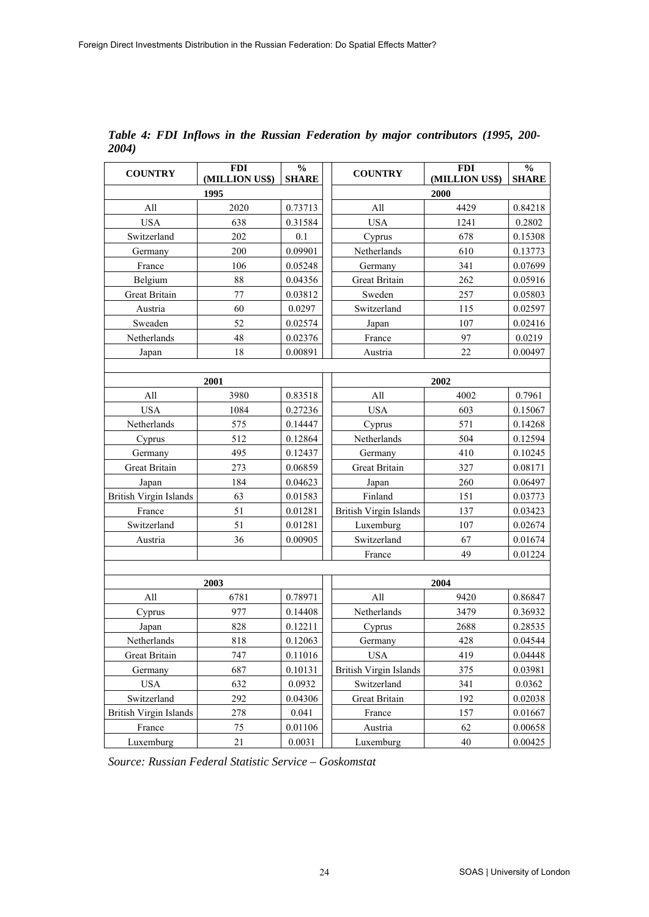*Table 4: FDI Inflows in the Russian Federation by major contributors (1995, 200-2004)*

| COUNTRY | FDI (MILLION US$) | % SHARE | COUNTRY | FDI (MILLION US$) | % SHARE |
|---|---|---|---|---|---|
| 1995 | | | 2000 | | |
| All | 2020 | 0.73713 | All | 4429 | 0.84218 |
| USA | 638 | 0.31584 | USA | 1241 | 0.2802 |
| Switzerland | 202 | 0.1 | Cyprus | 678 | 0.15308 |
| Germany | 200 | 0.09901 | Netherlands | 610 | 0.13773 |
| France | 106 | 0.05248 | Germany | 341 | 0.07699 |
| Belgium | 88 | 0.04356 | Great Britain | 262 | 0.05916 |
| Great Britain | 77 | 0.03812 | Sweden | 257 | 0.05803 |
| Austria | 60 | 0.0297 | Switzerland | 115 | 0.02597 |
| Sweaden | 52 | 0.02574 | Japan | 107 | 0.02416 |
| Netherlands | 48 | 0.02376 | France | 97 | 0.0219 |
| Japan | 18 | 0.00891 | Austria | 22 | 0.00497 |
| 2001 | | | 2002 | | |
| All | 3980 | 0.83518 | All | 4002 | 0.7961 |
| USA | 1084 | 0.27236 | USA | 603 | 0.15067 |
| Netherlands | 575 | 0.14447 | Cyprus | 571 | 0.14268 |
| Cyprus | 512 | 0.12864 | Netherlands | 504 | 0.12594 |
| Germany | 495 | 0.12437 | Germany | 410 | 0.10245 |
| Great Britain | 273 | 0.06859 | Great Britain | 327 | 0.08171 |
| Japan | 184 | 0.04623 | Japan | 260 | 0.06497 |
| British Virgin Islands | 63 | 0.01583 | Finland | 151 | 0.03773 |
| France | 51 | 0.01281 | British Virgin Islands | 137 | 0.03423 |
| Switzerland | 51 | 0.01281 | Luxemburg | 107 | 0.02674 |
| Austria | 36 | 0.00905 | Switzerland | 67 | 0.01674 |
| | | | France | 49 | 0.01224 |
| 2003 | | | 2004 | | |
| All | 6781 | 0.78971 | All | 9420 | 0.86847 |
| Cyprus | 977 | 0.14408 | Netherlands | 3479 | 0.36932 |
| Japan | 828 | 0.12211 | Cyprus | 2688 | 0.28535 |
| Netherlands | 818 | 0.12063 | Germany | 428 | 0.04544 |
| Great Britain | 747 | 0.11016 | USA | 419 | 0.04448 |
| Germany | 687 | 0.10131 | British Virgin Islands | 375 | 0.03981 |
| USA | 632 | 0.0932 | Switzerland | 341 | 0.0362 |
| Switzerland | 292 | 0.04306 | Great Britain | 192 | 0.02038 |
| British Virgin Islands | 278 | 0.041 | France | 157 | 0.01667 |
| France | 75 | 0.01106 | Austria | 62 | 0.00658 |
| Luxemburg | 21 | 0.0031 | Luxemburg | 40 | 0.00425 |

*Source: Russian Federal Statistic Service – Goskomstat*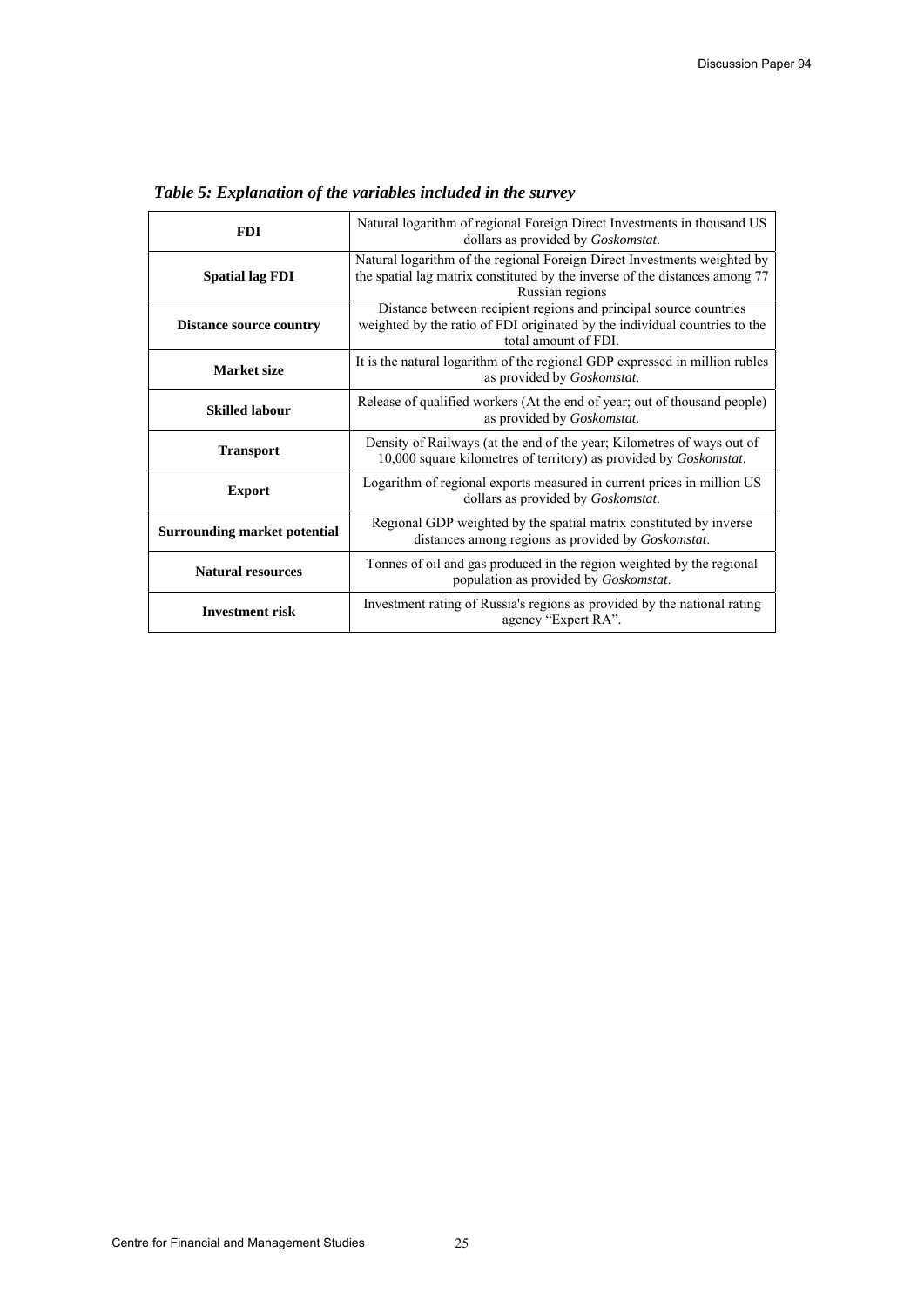*Table 5: Explanation of the variables included in the survey*

| | |
|---|---|
| **FDI** | Natural logarithm of regional Foreign Direct Investments in thousand US dollars as provided by *Goskomstat*. |
| **Spatial lag FDI** | Natural logarithm of the regional Foreign Direct Investments weighted by the spatial lag matrix constituted by the inverse of the distances among 77 Russian regions |
| **Distance source country** | Distance between recipient regions and principal source countries weighted by the ratio of FDI originated by the individual countries to the total amount of FDI. |
| **Market size** | It is the natural logarithm of the regional GDP expressed in million rubles as provided by *Goskomstat*. |
| **Skilled labour** | Release of qualified workers (At the end of year; out of thousand people) as provided by *Goskomstat*. |
| **Transport** | Density of Railways (at the end of the year; Kilometres of ways out of 10,000 square kilometres of territory) as provided by *Goskomstat*. |
| **Export** | Logarithm of regional exports measured in current prices in million US dollars as provided by *Goskomstat*. |
| **Surrounding market potential** | Regional GDP weighted by the spatial matrix constituted by inverse distances among regions as provided by *Goskomstat*. |
| **Natural resources** | Tonnes of oil and gas produced in the region weighted by the regional population as provided by *Goskomstat*. |
| **Investment risk** | Investment rating of Russia's regions as provided by the national rating agency "Expert RA". |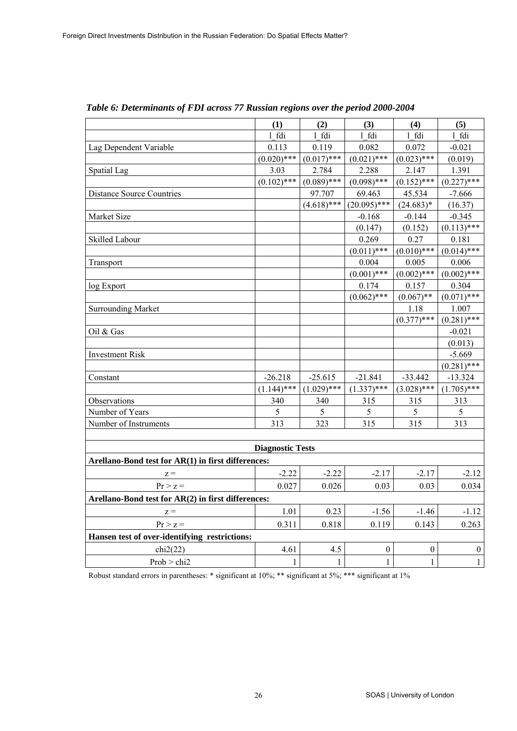*Table 6: Determinants of FDI across 77 Russian regions over the period 2000-2004*

| | (1) | (2) | (3) | (4) | (5) |
|---|---|---|---|---|---|
| | l_fdi | l_fdi | l_fdi | l_fdi | l_fdi |
| Lag Dependent Variable | 0.113 | 0.119 | 0.082 | 0.072 | -0.021 |
| | (0.020)*** | (0.017)*** | (0.021)*** | (0.023)*** | (0.019) |
| Spatial Lag | 3.03 | 2.784 | 2.288 | 2.147 | 1.391 |
| | (0.102)*** | (0.089)*** | (0.098)*** | (0.152)*** | (0.227)*** |
| Distance Source Countries | | 97.707 | 69.463 | 45.534 | -7.666 |
| | | (4.618)*** | (20.095)*** | (24.683)* | (16.37) |
| Market Size | | | -0.168 | -0.144 | -0.345 |
| | | | (0.147) | (0.152) | (0.113)*** |
| Skilled Labour | | | 0.269 | 0.27 | 0.181 |
| | | | (0.011)*** | (0.010)*** | (0.014)*** |
| Transport | | | 0.004 | 0.005 | 0.006 |
| | | | (0.001)*** | (0.002)*** | (0.002)*** |
| log Export | | | 0.174 | 0.157 | 0.304 |
| | | | (0.062)*** | (0.067)** | (0.071)*** |
| Surrounding Market | | | | 1.18 | 1.007 |
| | | | | (0.377)*** | (0.281)*** |
| Oil & Gas | | | | | -0.021 |
| | | | | | (0.013) |
| Investment Risk | | | | | -5.669 |
| | | | | | (0.281)*** |
| Constant | -26.218 | -25.615 | -21.841 | -33.442 | -13.324 |
| | (1.144)*** | (1.029)*** | (1.337)*** | (3.028)*** | (1.705)*** |
| Observations | 340 | 340 | 315 | 315 | 313 |
| Number of Years | 5 | 5 | 5 | 5 | 5 |
| Number of Instruments | 313 | 323 | 315 | 315 | 313 |
| | | | | | |
| **Diagnostic Tests** | | | | | |
| **Arellano-Bond test for AR(1) in first differences:** | | | | | |
| z = | -2.22 | -2.22 | -2.17 | -2.17 | -2.12 |
| Pr > z = | 0.027 | 0.026 | 0.03 | 0.03 | 0.034 |
| **Arellano-Bond test for AR(2) in first differences:** | | | | | |
| z = | 1.01 | 0.23 | -1.56 | -1.46 | -1.12 |
| Pr > z = | 0.311 | 0.818 | 0.119 | 0.143 | 0.263 |
| **Hansen test of over-identifying restrictions:** | | | | | |
| chi2(22) | 4.61 | 4.5 | 0 | 0 | 0 |
| Prob > chi2 | 1 | 1 | 1 | 1 | 1 |

Robust standard errors in parentheses: * significant at 10%; ** significant at 5%; *** significant at 1%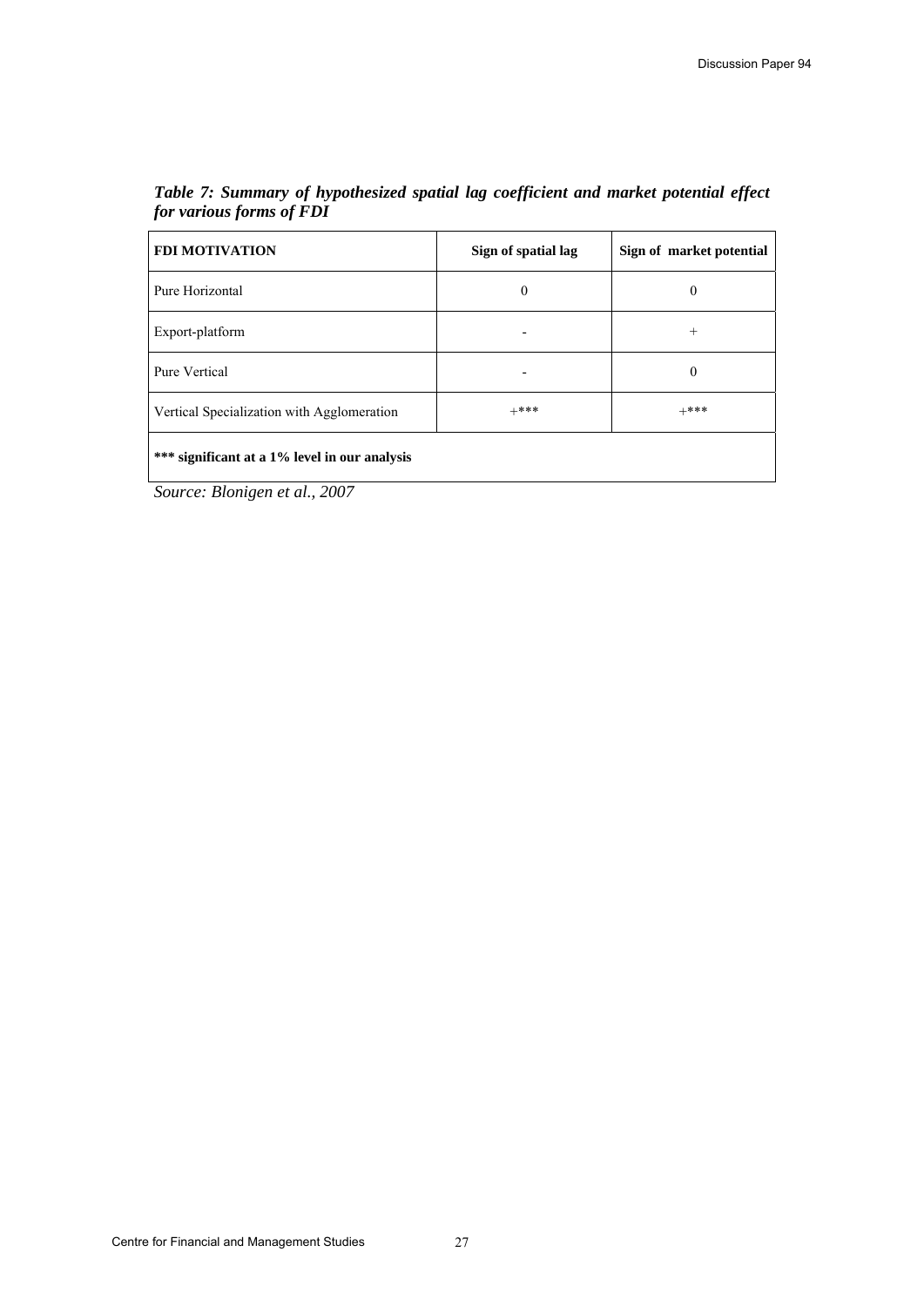***Table 7: Summary of hypothesized spatial lag coefficient and market potential effect for various forms of FDI***

| **FDI MOTIVATION** | **Sign of spatial lag** | **Sign of market potential** |
|---|---|---|
| Pure Horizontal | 0 | 0 |
| Export-platform | - | + |
| Pure Vertical | - | 0 |
| Vertical Specialization with Agglomeration | +*** | +*** |
| **\*\*\* significant at a 1% level in our analysis** | | |

*Source: Blonigen et al., 2007*